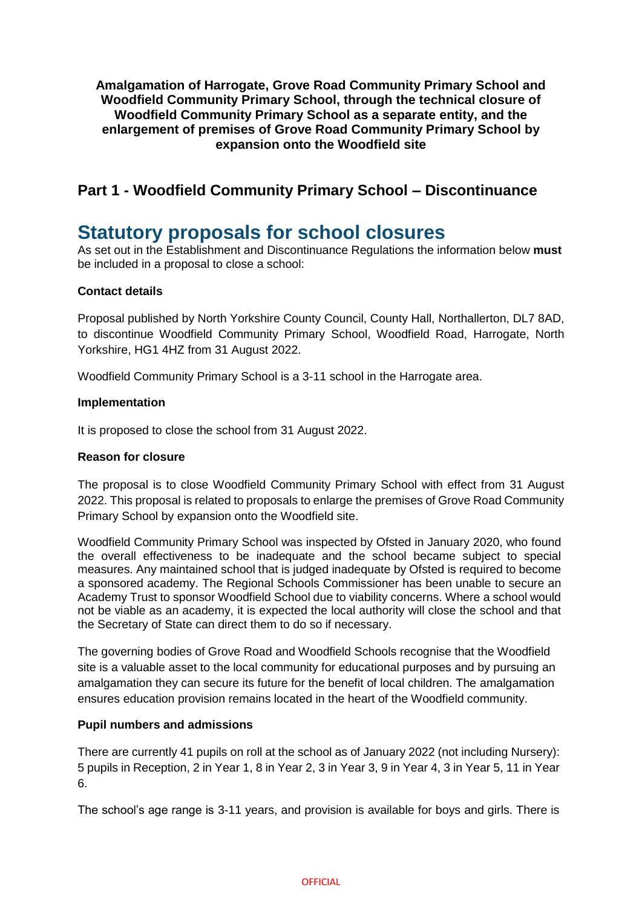**Amalgamation of Harrogate, Grove Road Community Primary School and Woodfield Community Primary School, through the technical closure of Woodfield Community Primary School as a separate entity, and the enlargement of premises of Grove Road Community Primary School by expansion onto the Woodfield site**

## Part 1 - Woodfield Community Primary School – Discontinuance

# Statutory proposals for school closures

As set out in the Establishment and Discontinuance Regulations the information below **must** be included in a proposal to close a school:

### Contact details

Proposal published by North Yorkshire County Council, County Hall, Northallerton, DL7 8AD, to discontinue Woodfield Community Primary School, Woodfield Road, Harrogate, North Yorkshire, HG1 4HZ from 31 August 2022.

Woodfield Community Primary School is a 3-11 school in the Harrogate area.

### Implementation

It is proposed to close the school from 31 August 2022.

### Reason for closure

The proposal is to close Woodfield Community Primary School with effect from 31 August 2022. This proposal is related to proposals to enlarge the premises of Grove Road Community Primary School by expansion onto the Woodfield site.

Woodfield Community Primary School was inspected by Ofsted in January 2020, who found the overall effectiveness to be inadequate and the school became subject to special measures. Any maintained school that is judged inadequate by Ofsted is required to become a sponsored academy. The Regional Schools Commissioner has been unable to secure an Academy Trust to sponsor Woodfield School due to viability concerns. Where a school would not be viable as an academy, it is expected the local authority will close the school and that the Secretary of State can direct them to do so if necessary.

The governing bodies of Grove Road and Woodfield Schools recognise that the Woodfield site is a valuable asset to the local community for educational purposes and by pursuing an amalgamation they can secure its future for the benefit of local children. The amalgamation ensures education provision remains located in the heart of the Woodfield community.

### Pupil numbers and admissions

There are currently 41 pupils on roll at the school as of January 2022 (not including Nursery): 5 pupils in Reception, 2 in Year 1, 8 in Year 2, 3 in Year 3, 9 in Year 4, 3 in Year 5, 11 in Year 6.

The school's age range is 3-11 years, and provision is available for boys and girls. There is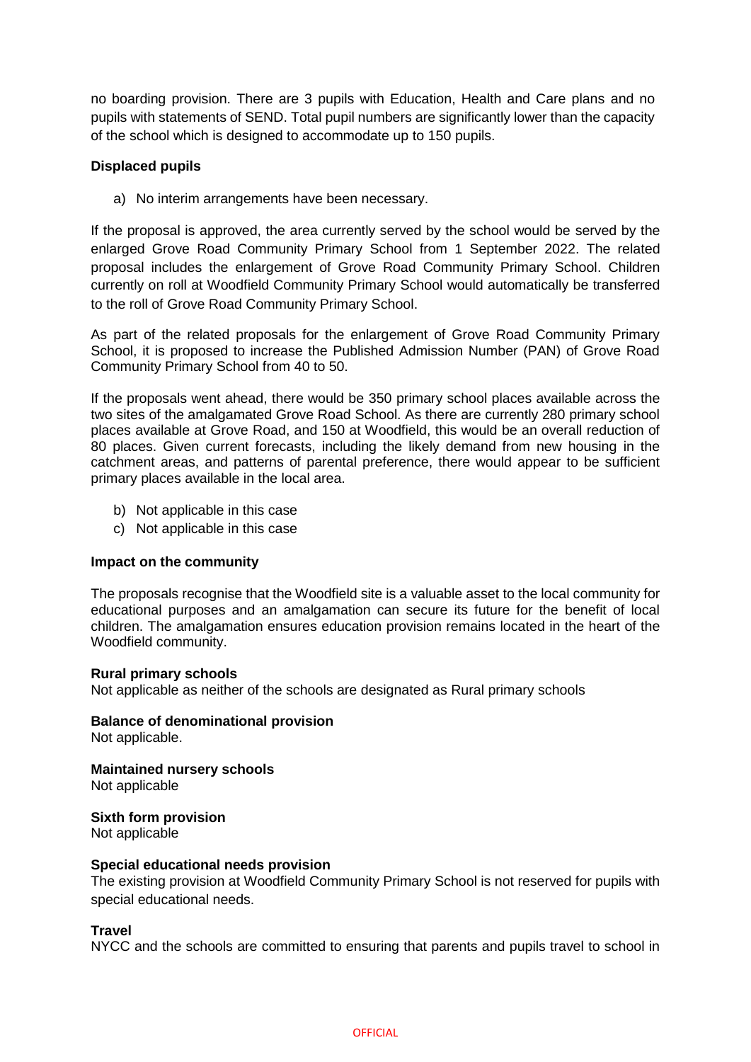no boarding provision. There are 3 pupils with Education, Health and Care plans and no pupils with statements of SEND. Total pupil numbers are significantly lower than the capacity of the school which is designed to accommodate up to 150 pupils.

**Displaced pupils**

a) No interim arrangements have been necessary.

If the proposal is approved, the area currently served by the school would be served by the enlarged Grove Road Community Primary School from 1 September 2022. The related proposal includes the enlargement of Grove Road Community Primary School. Children currently on roll at Woodfield Community Primary School would automatically be transferred to the roll of Grove Road Community Primary School.

As part of the related proposals for the enlargement of Grove Road Community Primary School, it is proposed to increase the Published Admission Number (PAN) of Grove Road Community Primary School from 40 to 50.

If the proposals went ahead, there would be 350 primary school places available across the two sites of the amalgamated Grove Road School. As there are currently 280 primary school places available at Grove Road, and 150 at Woodfield, this would be an overall reduction of 80 places. Given current forecasts, including the likely demand from new housing in the catchment areas, and patterns of parental preference, there would appear to be sufficient primary places available in the local area.

b) Not applicable in this case
c) Not applicable in this case

**Impact on the community**

The proposals recognise that the Woodfield site is a valuable asset to the local community for educational purposes and an amalgamation can secure its future for the benefit of local children. The amalgamation ensures education provision remains located in the heart of the Woodfield community.

**Rural primary schools**
Not applicable as neither of the schools are designated as Rural primary schools

**Balance of denominational provision**
Not applicable.

**Maintained nursery schools**
Not applicable

**Sixth form provision**
Not applicable

**Special educational needs provision**
The existing provision at Woodfield Community Primary School is not reserved for pupils with special educational needs.

**Travel**
NYCC and the schools are committed to ensuring that parents and pupils travel to school in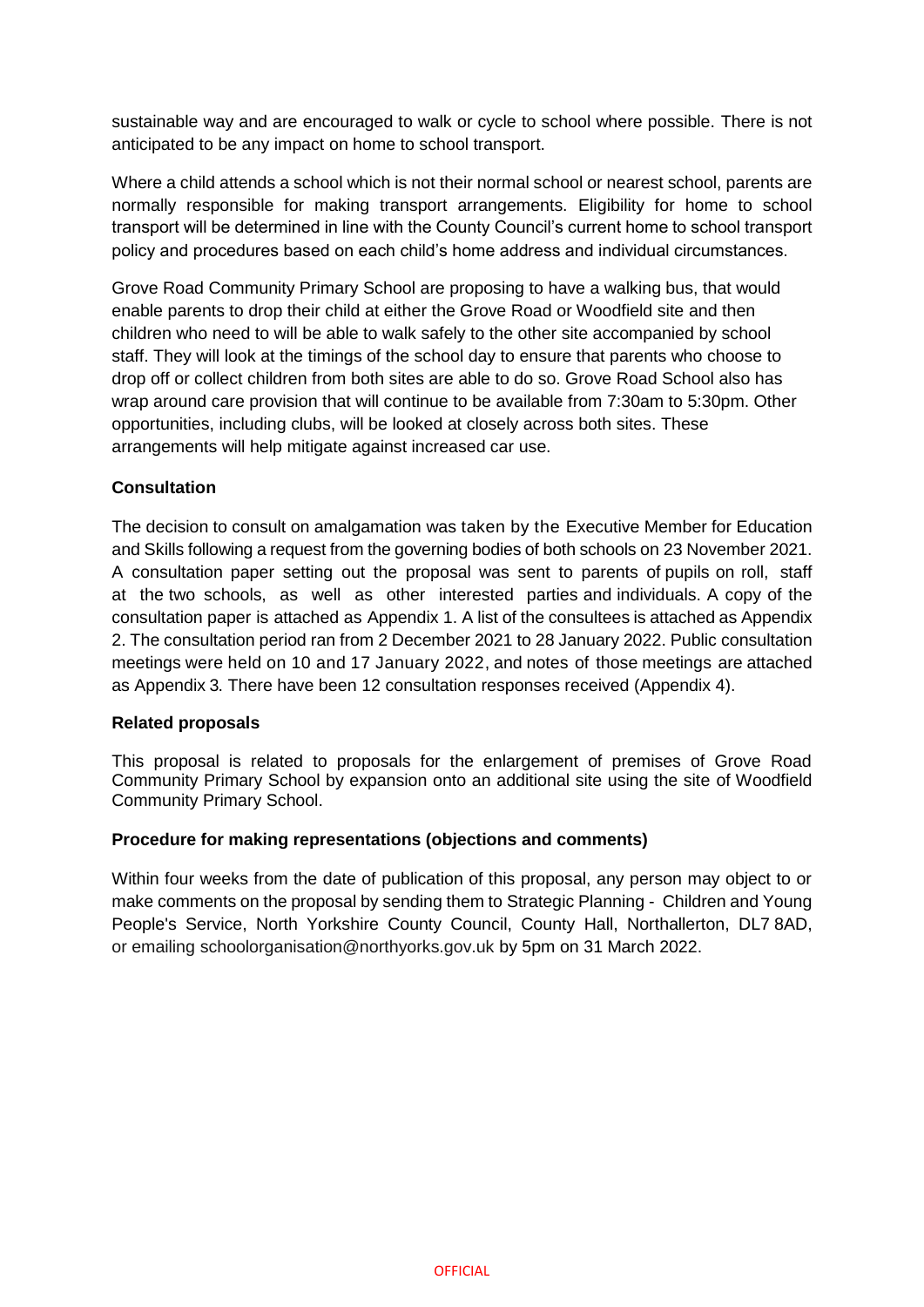sustainable way and are encouraged to walk or cycle to school where possible. There is not anticipated to be any impact on home to school transport.

Where a child attends a school which is not their normal school or nearest school, parents are normally responsible for making transport arrangements. Eligibility for home to school transport will be determined in line with the County Council's current home to school transport policy and procedures based on each child's home address and individual circumstances.

Grove Road Community Primary School are proposing to have a walking bus, that would enable parents to drop their child at either the Grove Road or Woodfield site and then children who need to will be able to walk safely to the other site accompanied by school staff. They will look at the timings of the school day to ensure that parents who choose to drop off or collect children from both sites are able to do so. Grove Road School also has wrap around care provision that will continue to be available from 7:30am to 5:30pm. Other opportunities, including clubs, will be looked at closely across both sites. These arrangements will help mitigate against increased car use.

**Consultation**

The decision to consult on amalgamation was taken by the Executive Member for Education and Skills following a request from the governing bodies of both schools on 23 November 2021. A consultation paper setting out the proposal was sent to parents of pupils on roll, staff at the two schools, as well as other interested parties and individuals. A copy of the consultation paper is attached as Appendix 1. A list of the consultees is attached as Appendix 2. The consultation period ran from 2 December 2021 to 28 January 2022. Public consultation meetings were held on 10 and 17 January 2022, and notes of those meetings are attached as Appendix 3. There have been 12 consultation responses received (Appendix 4).

**Related proposals**

This proposal is related to proposals for the enlargement of premises of Grove Road Community Primary School by expansion onto an additional site using the site of Woodfield Community Primary School.

**Procedure for making representations (objections and comments)**

Within four weeks from the date of publication of this proposal, any person may object to or make comments on the proposal by sending them to Strategic Planning - Children and Young People's Service, North Yorkshire County Council, County Hall, Northallerton, DL7 8AD, or emailing schoolorganisation@northyorks.gov.uk by 5pm on 31 March 2022.

OFFICIAL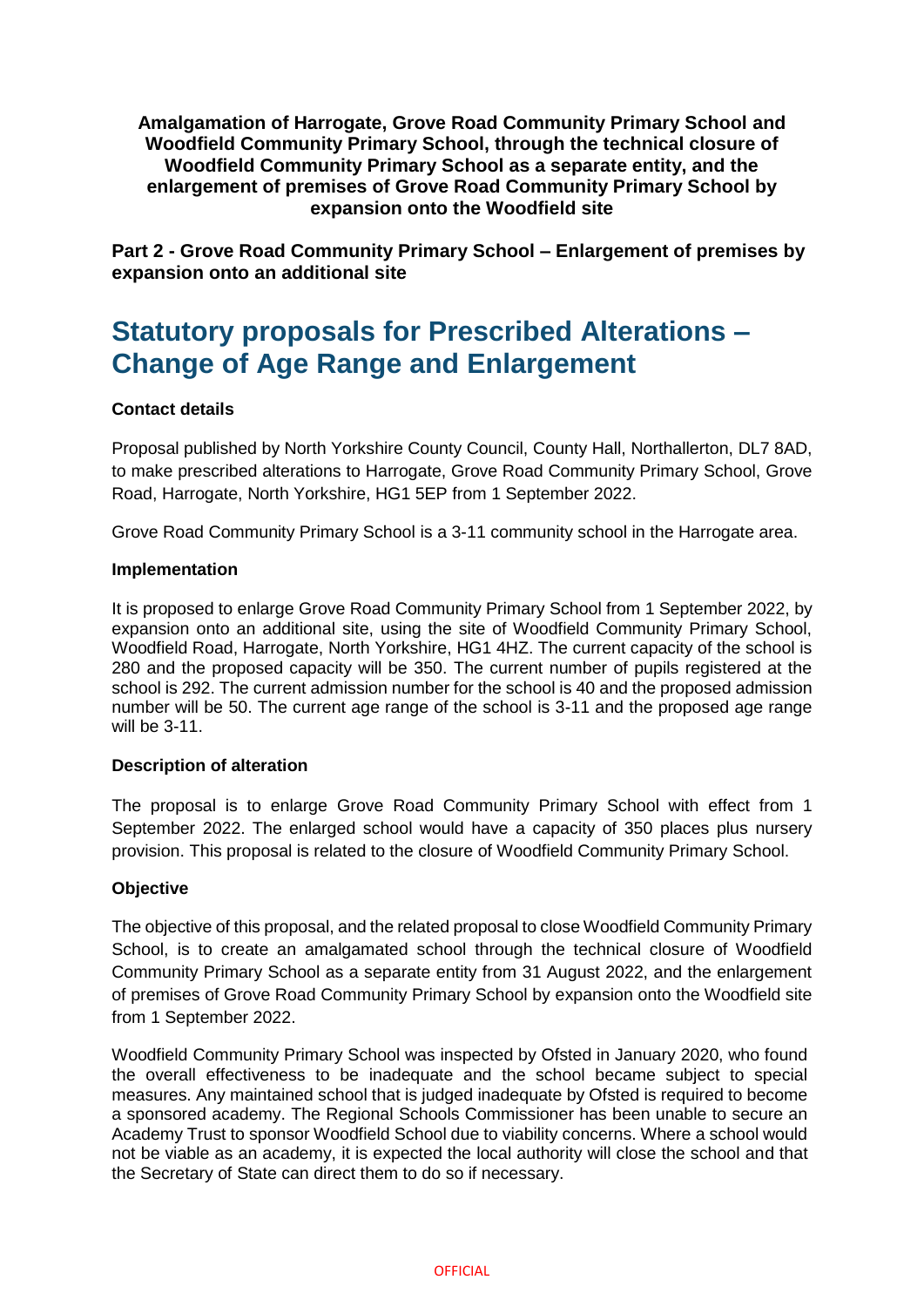**Amalgamation of Harrogate, Grove Road Community Primary School and Woodfield Community Primary School, through the technical closure of Woodfield Community Primary School as a separate entity, and the enlargement of premises of Grove Road Community Primary School by expansion onto the Woodfield site**

**Part 2 - Grove Road Community Primary School – Enlargement of premises by expansion onto an additional site**

# Statutory proposals for Prescribed Alterations – Change of Age Range and Enlargement

**Contact details**

Proposal published by North Yorkshire County Council, County Hall, Northallerton, DL7 8AD, to make prescribed alterations to Harrogate, Grove Road Community Primary School, Grove Road, Harrogate, North Yorkshire, HG1 5EP from 1 September 2022.

Grove Road Community Primary School is a 3-11 community school in the Harrogate area.

**Implementation**

It is proposed to enlarge Grove Road Community Primary School from 1 September 2022, by expansion onto an additional site, using the site of Woodfield Community Primary School, Woodfield Road, Harrogate, North Yorkshire, HG1 4HZ. The current capacity of the school is 280 and the proposed capacity will be 350. The current number of pupils registered at the school is 292. The current admission number for the school is 40 and the proposed admission number will be 50. The current age range of the school is 3-11 and the proposed age range will be 3-11.

**Description of alteration**

The proposal is to enlarge Grove Road Community Primary School with effect from 1 September 2022. The enlarged school would have a capacity of 350 places plus nursery provision. This proposal is related to the closure of Woodfield Community Primary School.

**Objective**

The objective of this proposal, and the related proposal to close Woodfield Community Primary School, is to create an amalgamated school through the technical closure of Woodfield Community Primary School as a separate entity from 31 August 2022, and the enlargement of premises of Grove Road Community Primary School by expansion onto the Woodfield site from 1 September 2022.

Woodfield Community Primary School was inspected by Ofsted in January 2020, who found the overall effectiveness to be inadequate and the school became subject to special measures. Any maintained school that is judged inadequate by Ofsted is required to become a sponsored academy. The Regional Schools Commissioner has been unable to secure an Academy Trust to sponsor Woodfield School due to viability concerns. Where a school would not be viable as an academy, it is expected the local authority will close the school and that the Secretary of State can direct them to do so if necessary.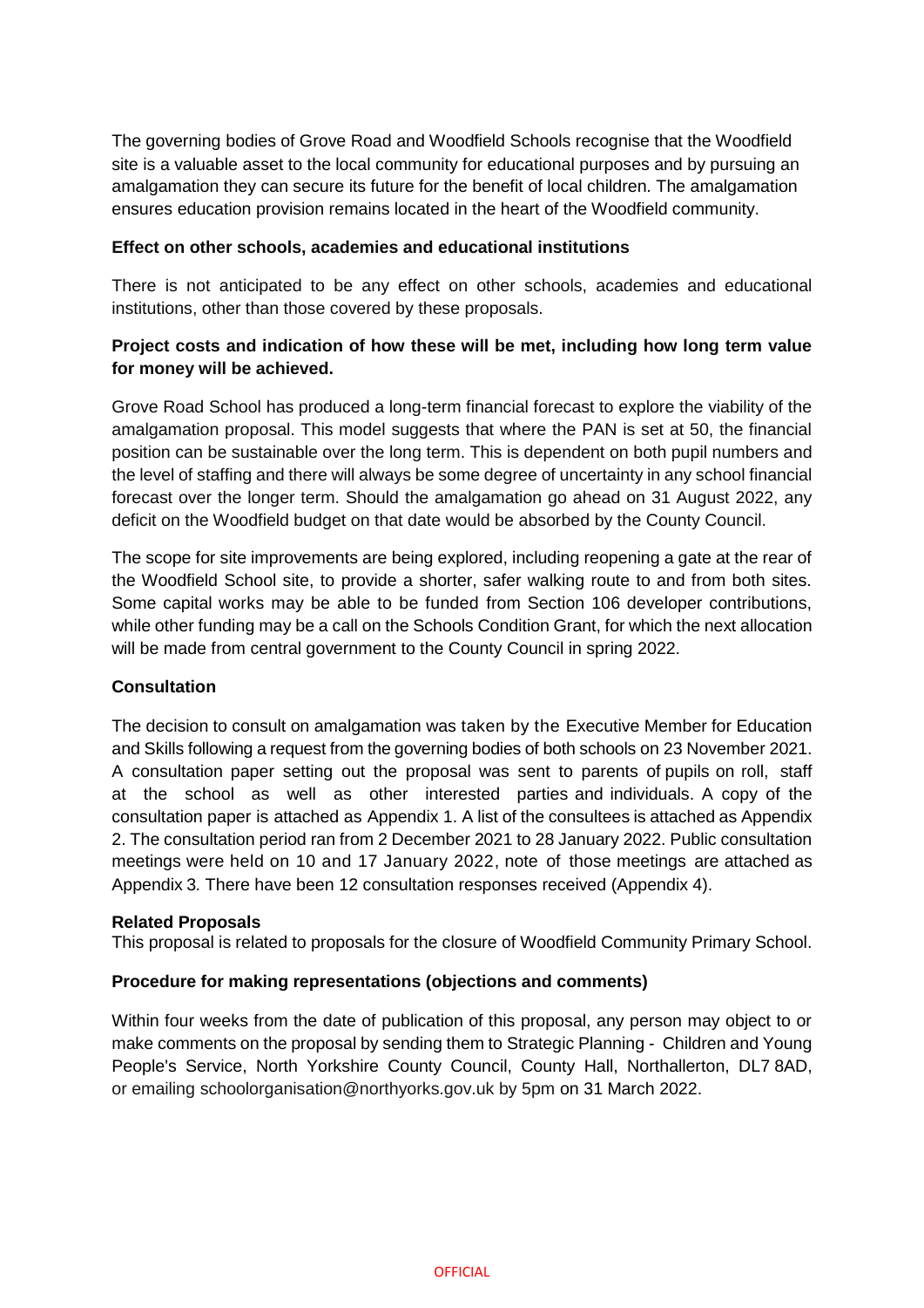The governing bodies of Grove Road and Woodfield Schools recognise that the Woodfield site is a valuable asset to the local community for educational purposes and by pursuing an amalgamation they can secure its future for the benefit of local children. The amalgamation ensures education provision remains located in the heart of the Woodfield community.

**Effect on other schools, academies and educational institutions**

There is not anticipated to be any effect on other schools, academies and educational institutions, other than those covered by these proposals.

**Project costs and indication of how these will be met, including how long term value for money will be achieved.**

Grove Road School has produced a long-term financial forecast to explore the viability of the amalgamation proposal. This model suggests that where the PAN is set at 50, the financial position can be sustainable over the long term. This is dependent on both pupil numbers and the level of staffing and there will always be some degree of uncertainty in any school financial forecast over the longer term. Should the amalgamation go ahead on 31 August 2022, any deficit on the Woodfield budget on that date would be absorbed by the County Council.

The scope for site improvements are being explored, including reopening a gate at the rear of the Woodfield School site, to provide a shorter, safer walking route to and from both sites. Some capital works may be able to be funded from Section 106 developer contributions, while other funding may be a call on the Schools Condition Grant, for which the next allocation will be made from central government to the County Council in spring 2022.

**Consultation**

The decision to consult on amalgamation was taken by the Executive Member for Education and Skills following a request from the governing bodies of both schools on 23 November 2021. A consultation paper setting out the proposal was sent to parents of pupils on roll, staff at the school as well as other interested parties and individuals. A copy of the consultation paper is attached as Appendix 1. A list of the consultees is attached as Appendix 2. The consultation period ran from 2 December 2021 to 28 January 2022. Public consultation meetings were held on 10 and 17 January 2022, note of those meetings are attached as Appendix 3. There have been 12 consultation responses received (Appendix 4).

**Related Proposals**

This proposal is related to proposals for the closure of Woodfield Community Primary School.

**Procedure for making representations (objections and comments)**

Within four weeks from the date of publication of this proposal, any person may object to or make comments on the proposal by sending them to Strategic Planning - Children and Young People's Service, North Yorkshire County Council, County Hall, Northallerton, DL7 8AD, or emailing schoolorganisation@northyorks.gov.uk by 5pm on 31 March 2022.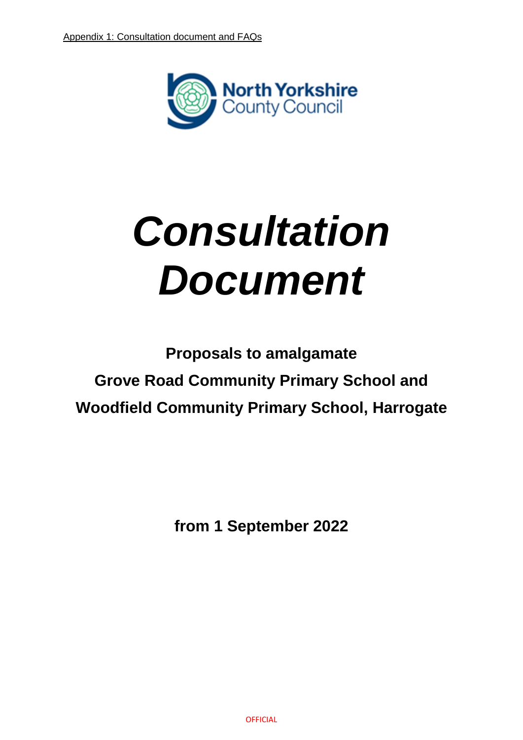Appendix 1: Consultation document and FAQs

North Yorkshire County Council

# *Consultation Document*

**Proposals to amalgamate**

**Grove Road Community Primary School and**

**Woodfield Community Primary School, Harrogate**

**from 1 September 2022**

OFFICIAL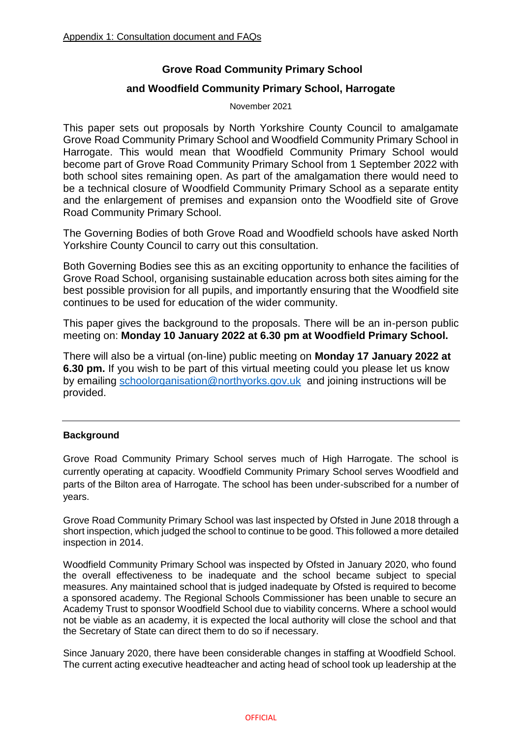Appendix 1: Consultation document and FAQs

**Grove Road Community Primary School**

**and Woodfield Community Primary School, Harrogate**

November 2021

This paper sets out proposals by North Yorkshire County Council to amalgamate Grove Road Community Primary School and Woodfield Community Primary School in Harrogate. This would mean that Woodfield Community Primary School would become part of Grove Road Community Primary School from 1 September 2022 with both school sites remaining open. As part of the amalgamation there would need to be a technical closure of Woodfield Community Primary School as a separate entity and the enlargement of premises and expansion onto the Woodfield site of Grove Road Community Primary School.

The Governing Bodies of both Grove Road and Woodfield schools have asked North Yorkshire County Council to carry out this consultation.

Both Governing Bodies see this as an exciting opportunity to enhance the facilities of Grove Road School, organising sustainable education across both sites aiming for the best possible provision for all pupils, and importantly ensuring that the Woodfield site continues to be used for education of the wider community.

This paper gives the background to the proposals. There will be an in-person public meeting on: **Monday 10 January 2022 at 6.30 pm at Woodfield Primary School.**

There will also be a virtual (on-line) public meeting on **Monday 17 January 2022 at 6.30 pm.** If you wish to be part of this virtual meeting could you please let us know by emailing schoolorganisation@northyorks.gov.uk and joining instructions will be provided.

---

**Background**

Grove Road Community Primary School serves much of High Harrogate. The school is currently operating at capacity. Woodfield Community Primary School serves Woodfield and parts of the Bilton area of Harrogate. The school has been under-subscribed for a number of years.

Grove Road Community Primary School was last inspected by Ofsted in June 2018 through a short inspection, which judged the school to continue to be good. This followed a more detailed inspection in 2014.

Woodfield Community Primary School was inspected by Ofsted in January 2020, who found the overall effectiveness to be inadequate and the school became subject to special measures. Any maintained school that is judged inadequate by Ofsted is required to become a sponsored academy. The Regional Schools Commissioner has been unable to secure an Academy Trust to sponsor Woodfield School due to viability concerns. Where a school would not be viable as an academy, it is expected the local authority will close the school and that the Secretary of State can direct them to do so if necessary.

Since January 2020, there have been considerable changes in staffing at Woodfield School. The current acting executive headteacher and acting head of school took up leadership at the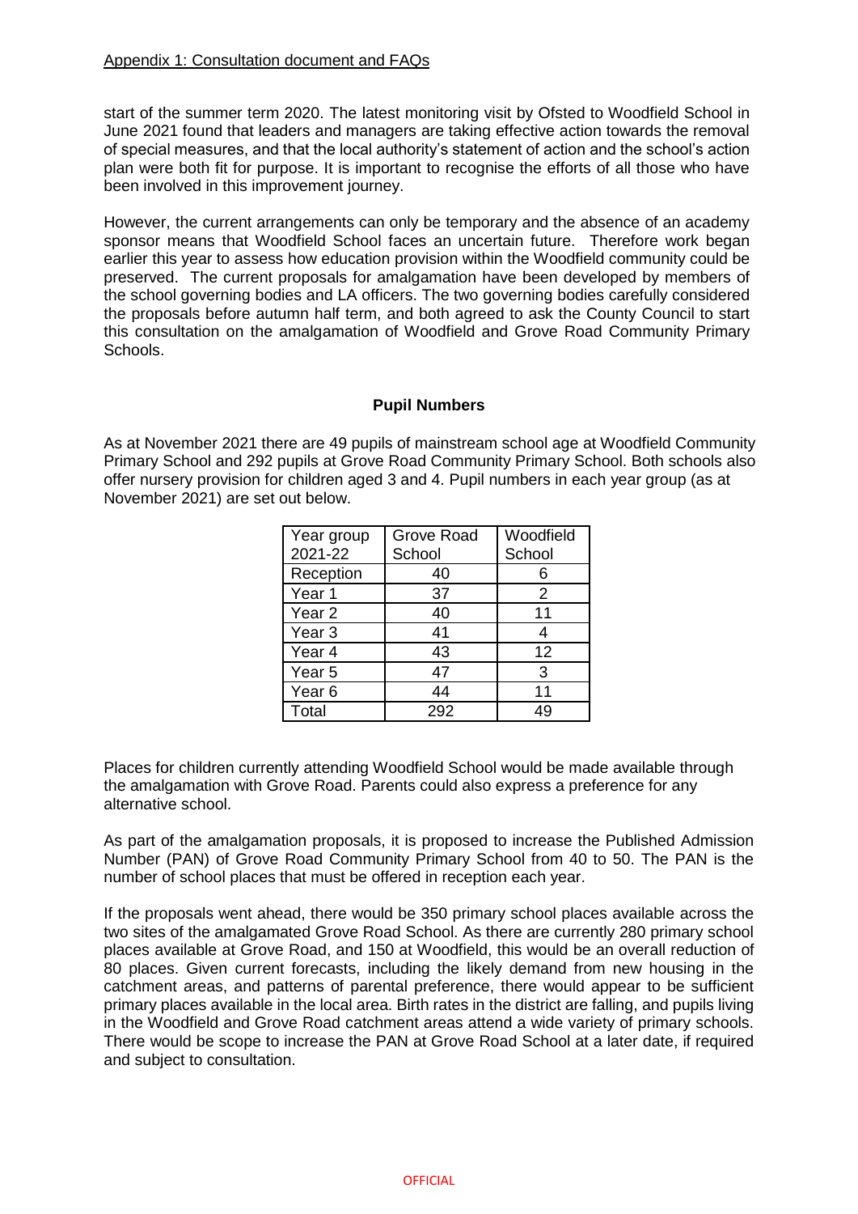start of the summer term 2020. The latest monitoring visit by Ofsted to Woodfield School in June 2021 found that leaders and managers are taking effective action towards the removal of special measures, and that the local authority's statement of action and the school's action plan were both fit for purpose. It is important to recognise the efforts of all those who have been involved in this improvement journey.

However, the current arrangements can only be temporary and the absence of an academy sponsor means that Woodfield School faces an uncertain future. Therefore work began earlier this year to assess how education provision within the Woodfield community could be preserved. The current proposals for amalgamation have been developed by members of the school governing bodies and LA officers. The two governing bodies carefully considered the proposals before autumn half term, and both agreed to ask the County Council to start this consultation on the amalgamation of Woodfield and Grove Road Community Primary Schools.

**Pupil Numbers**

As at November 2021 there are 49 pupils of mainstream school age at Woodfield Community Primary School and 292 pupils at Grove Road Community Primary School. Both schools also offer nursery provision for children aged 3 and 4. Pupil numbers in each year group (as at November 2021) are set out below.

| Year group 2021-22 | Grove Road School | Woodfield School |
|---|---|---|
| Reception | 40 | 6 |
| Year 1 | 37 | 2 |
| Year 2 | 40 | 11 |
| Year 3 | 41 | 4 |
| Year 4 | 43 | 12 |
| Year 5 | 47 | 3 |
| Year 6 | 44 | 11 |
| Total | 292 | 49 |

Places for children currently attending Woodfield School would be made available through the amalgamation with Grove Road. Parents could also express a preference for any alternative school.

As part of the amalgamation proposals, it is proposed to increase the Published Admission Number (PAN) of Grove Road Community Primary School from 40 to 50. The PAN is the number of school places that must be offered in reception each year.

If the proposals went ahead, there would be 350 primary school places available across the two sites of the amalgamated Grove Road School. As there are currently 280 primary school places available at Grove Road, and 150 at Woodfield, this would be an overall reduction of 80 places. Given current forecasts, including the likely demand from new housing in the catchment areas, and patterns of parental preference, there would appear to be sufficient primary places available in the local area. Birth rates in the district are falling, and pupils living in the Woodfield and Grove Road catchment areas attend a wide variety of primary schools. There would be scope to increase the PAN at Grove Road School at a later date, if required and subject to consultation.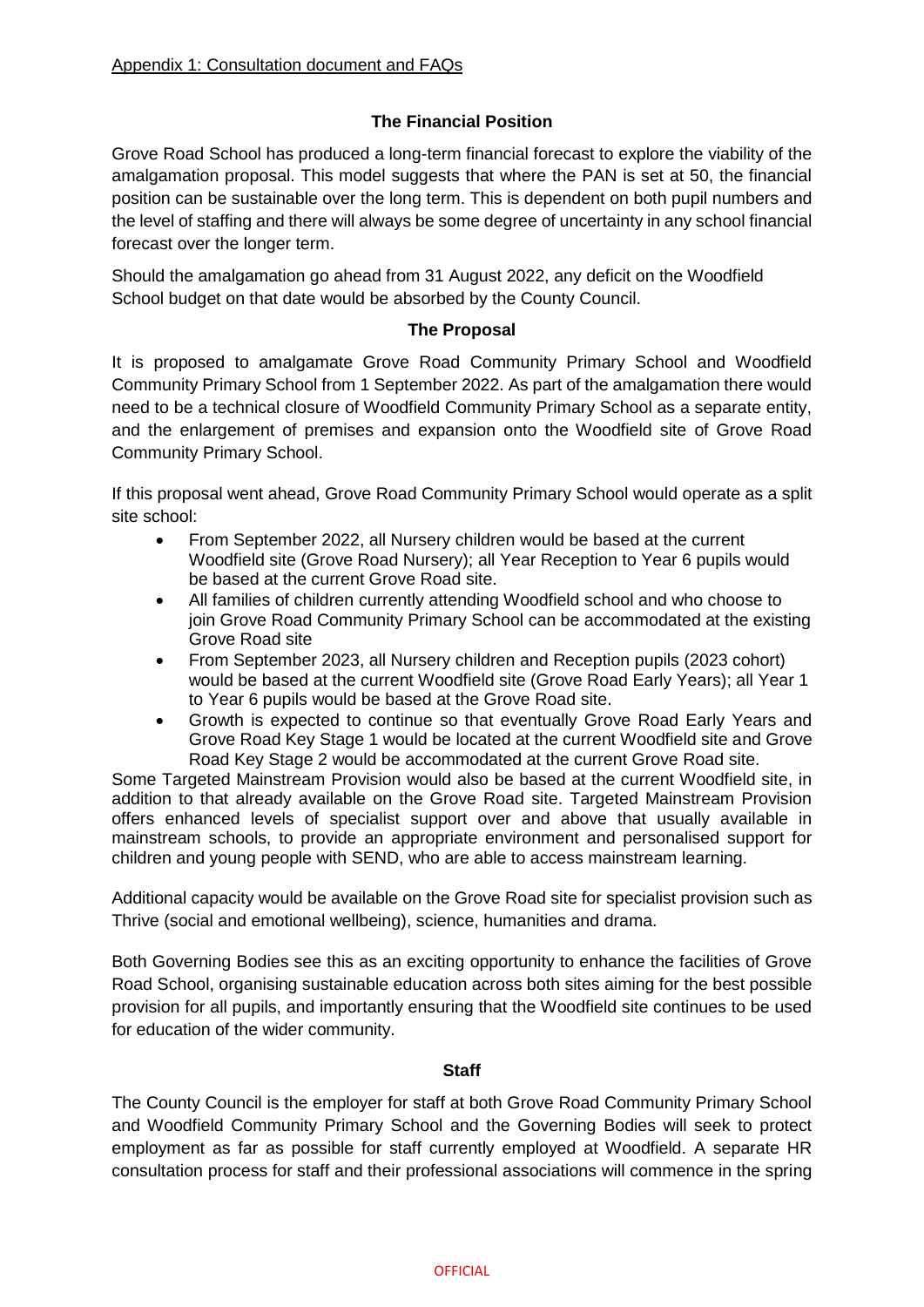Appendix 1: Consultation document and FAQs

### The Financial Position

Grove Road School has produced a long-term financial forecast to explore the viability of the amalgamation proposal. This model suggests that where the PAN is set at 50, the financial position can be sustainable over the long term. This is dependent on both pupil numbers and the level of staffing and there will always be some degree of uncertainty in any school financial forecast over the longer term.

Should the amalgamation go ahead from 31 August 2022, any deficit on the Woodfield School budget on that date would be absorbed by the County Council.

### The Proposal

It is proposed to amalgamate Grove Road Community Primary School and Woodfield Community Primary School from 1 September 2022. As part of the amalgamation there would need to be a technical closure of Woodfield Community Primary School as a separate entity, and the enlargement of premises and expansion onto the Woodfield site of Grove Road Community Primary School.

If this proposal went ahead, Grove Road Community Primary School would operate as a split site school:

- From September 2022, all Nursery children would be based at the current Woodfield site (Grove Road Nursery); all Year Reception to Year 6 pupils would be based at the current Grove Road site.
- All families of children currently attending Woodfield school and who choose to join Grove Road Community Primary School can be accommodated at the existing Grove Road site
- From September 2023, all Nursery children and Reception pupils (2023 cohort) would be based at the current Woodfield site (Grove Road Early Years); all Year 1 to Year 6 pupils would be based at the Grove Road site.
- Growth is expected to continue so that eventually Grove Road Early Years and Grove Road Key Stage 1 would be located at the current Woodfield site and Grove Road Key Stage 2 would be accommodated at the current Grove Road site.

Some Targeted Mainstream Provision would also be based at the current Woodfield site, in addition to that already available on the Grove Road site. Targeted Mainstream Provision offers enhanced levels of specialist support over and above that usually available in mainstream schools, to provide an appropriate environment and personalised support for children and young people with SEND, who are able to access mainstream learning.

Additional capacity would be available on the Grove Road site for specialist provision such as Thrive (social and emotional wellbeing), science, humanities and drama.

Both Governing Bodies see this as an exciting opportunity to enhance the facilities of Grove Road School, organising sustainable education across both sites aiming for the best possible provision for all pupils, and importantly ensuring that the Woodfield site continues to be used for education of the wider community.

### Staff

The County Council is the employer for staff at both Grove Road Community Primary School and Woodfield Community Primary School and the Governing Bodies will seek to protect employment as far as possible for staff currently employed at Woodfield. A separate HR consultation process for staff and their professional associations will commence in the spring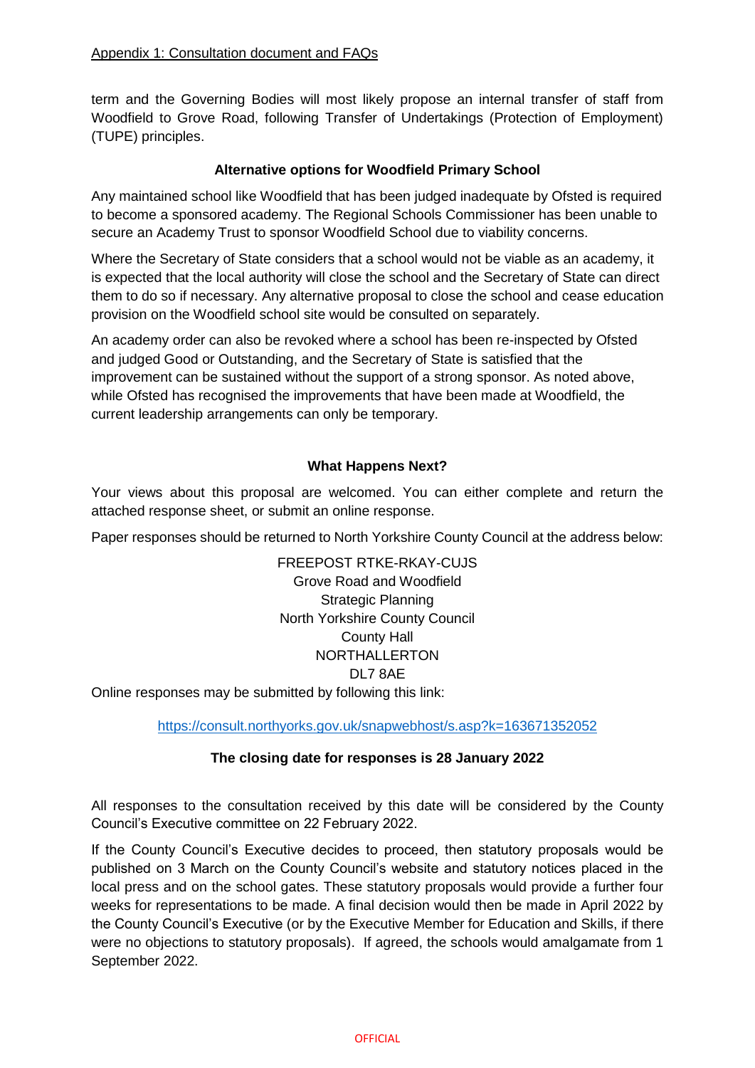term and the Governing Bodies will most likely propose an internal transfer of staff from Woodfield to Grove Road, following Transfer of Undertakings (Protection of Employment) (TUPE) principles.

**Alternative options for Woodfield Primary School**

Any maintained school like Woodfield that has been judged inadequate by Ofsted is required to become a sponsored academy. The Regional Schools Commissioner has been unable to secure an Academy Trust to sponsor Woodfield School due to viability concerns.

Where the Secretary of State considers that a school would not be viable as an academy, it is expected that the local authority will close the school and the Secretary of State can direct them to do so if necessary. Any alternative proposal to close the school and cease education provision on the Woodfield school site would be consulted on separately.

An academy order can also be revoked where a school has been re-inspected by Ofsted and judged Good or Outstanding, and the Secretary of State is satisfied that the improvement can be sustained without the support of a strong sponsor. As noted above, while Ofsted has recognised the improvements that have been made at Woodfield, the current leadership arrangements can only be temporary.

**What Happens Next?**

Your views about this proposal are welcomed. You can either complete and return the attached response sheet, or submit an online response.

Paper responses should be returned to North Yorkshire County Council at the address below:

FREEPOST RTKE-RKAY-CUJS
Grove Road and Woodfield
Strategic Planning
North Yorkshire County Council
County Hall
NORTHALLERTON
DL7 8AE

Online responses may be submitted by following this link:

https://consult.northyorks.gov.uk/snapwebhost/s.asp?k=163671352052

**The closing date for responses is 28 January 2022**

All responses to the consultation received by this date will be considered by the County Council's Executive committee on 22 February 2022.

If the County Council's Executive decides to proceed, then statutory proposals would be published on 3 March on the County Council's website and statutory notices placed in the local press and on the school gates. These statutory proposals would provide a further four weeks for representations to be made. A final decision would then be made in April 2022 by the County Council's Executive (or by the Executive Member for Education and Skills, if there were no objections to statutory proposals). If agreed, the schools would amalgamate from 1 September 2022.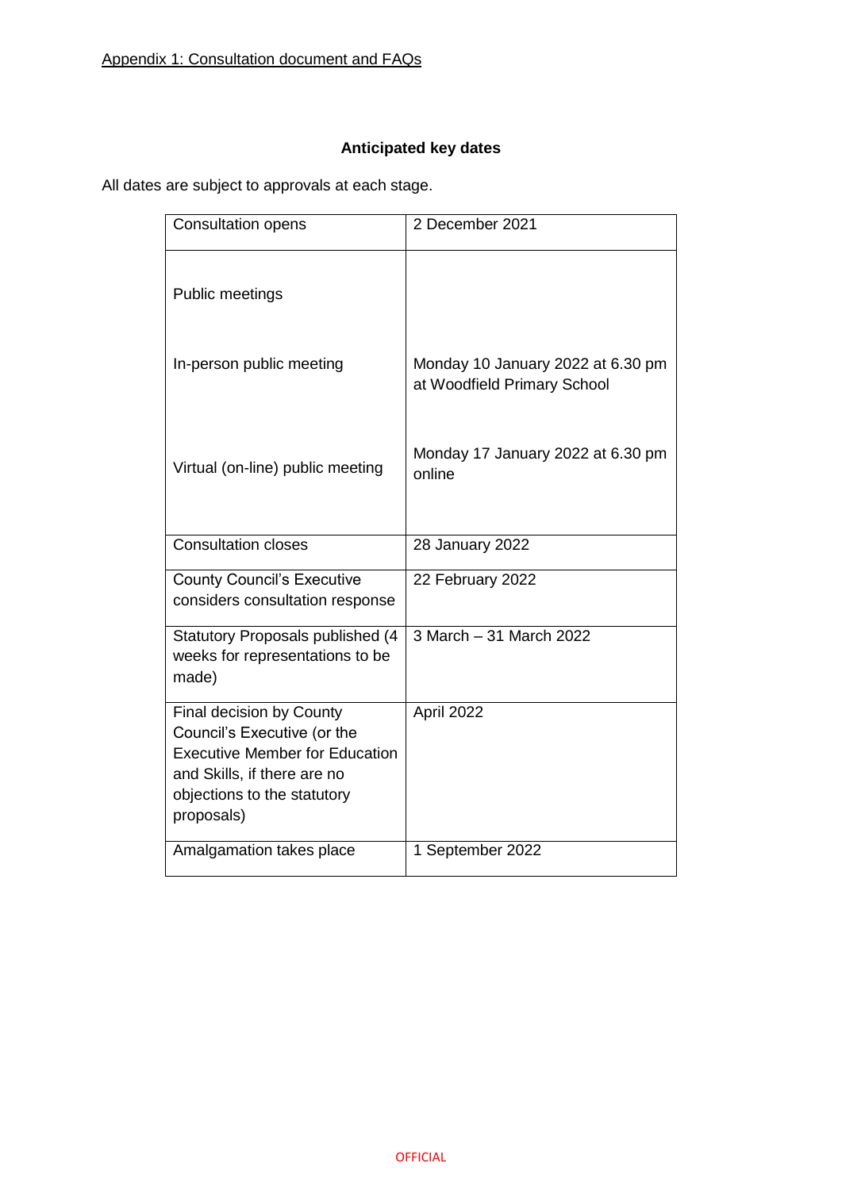Appendix 1: Consultation document and FAQs

## Anticipated key dates

All dates are subject to approvals at each stage.

| | |
|---|---|
| Consultation opens | 2 December 2021 |
| Public meetings | |
| In-person public meeting | Monday 10 January 2022 at 6.30 pm at Woodfield Primary School |
| Virtual (on-line) public meeting | Monday 17 January 2022 at 6.30 pm online |
| Consultation closes | 28 January 2022 |
| County Council's Executive considers consultation response | 22 February 2022 |
| Statutory Proposals published (4 weeks for representations to be made) | 3 March – 31 March 2022 |
| Final decision by County Council's Executive (or the Executive Member for Education and Skills, if there are no objections to the statutory proposals) | April 2022 |
| Amalgamation takes place | 1 September 2022 |

OFFICIAL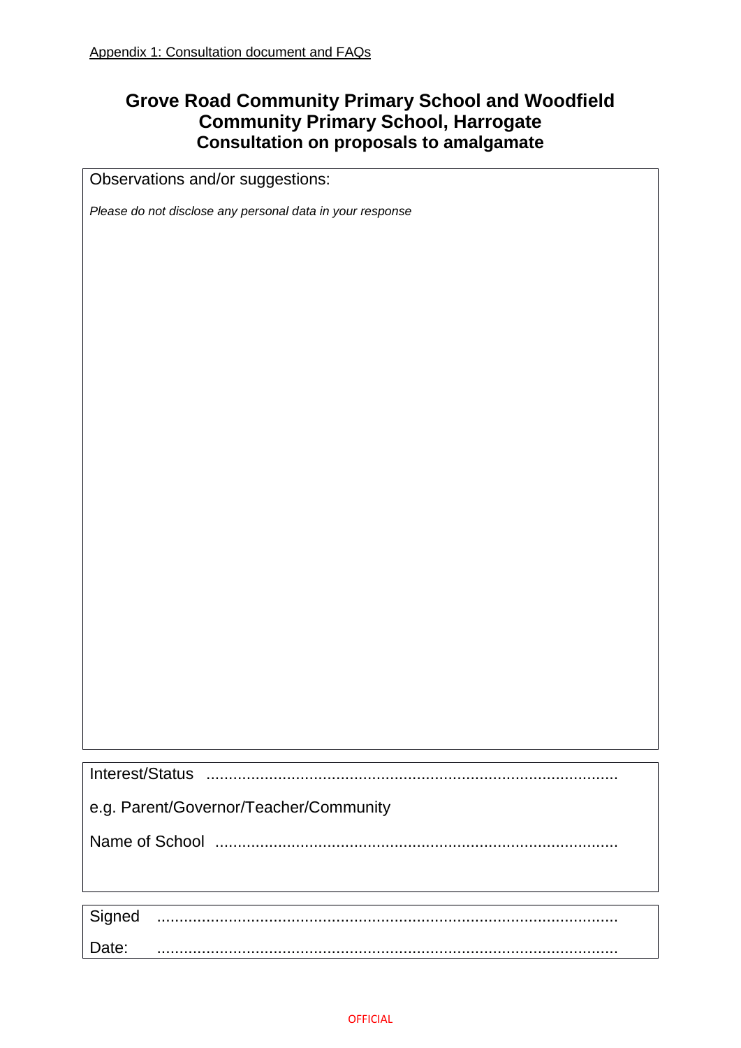Appendix 1: Consultation document and FAQs

## Grove Road Community Primary School and Woodfield Community Primary School, Harrogate
## Consultation on proposals to amalgamate

Observations and/or suggestions:

*Please do not disclose any personal data in your response*

Interest/Status ..........................................................................................

e.g. Parent/Governor/Teacher/Community

Name of School ........................................................................................

Signed ......................................................................................................

Date: ......................................................................................................

OFFICIAL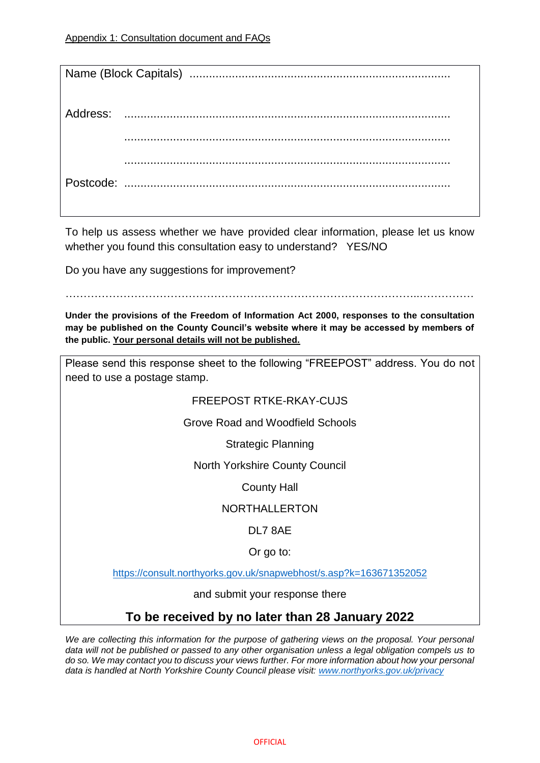Appendix 1: Consultation document and FAQs

Name (Block Capitals) ..............................................................................

Address: ...................................................................................................

...................................................................................................

...................................................................................................

Postcode: ...................................................................................................

To help us assess whether we have provided clear information, please let us know whether you found this consultation easy to understand? YES/NO

Do you have any suggestions for improvement?

………………………………………………………………………………………..……………

**Under the provisions of the Freedom of Information Act 2000, responses to the consultation may be published on the County Council's website where it may be accessed by members of the public. Your personal details will not be published.**

Please send this response sheet to the following "FREEPOST" address. You do not need to use a postage stamp.

FREEPOST RTKE-RKAY-CUJS

Grove Road and Woodfield Schools

Strategic Planning

North Yorkshire County Council

County Hall

NORTHALLERTON

DL7 8AE

Or go to:

https://consult.northyorks.gov.uk/snapwebhost/s.asp?k=163671352052

and submit your response there

**To be received by no later than 28 January 2022**

*We are collecting this information for the purpose of gathering views on the proposal. Your personal data will not be published or passed to any other organisation unless a legal obligation compels us to do so. We may contact you to discuss your views further. For more information about how your personal data is handled at North Yorkshire County Council please visit: www.northyorks.gov.uk/privacy*

OFFICIAL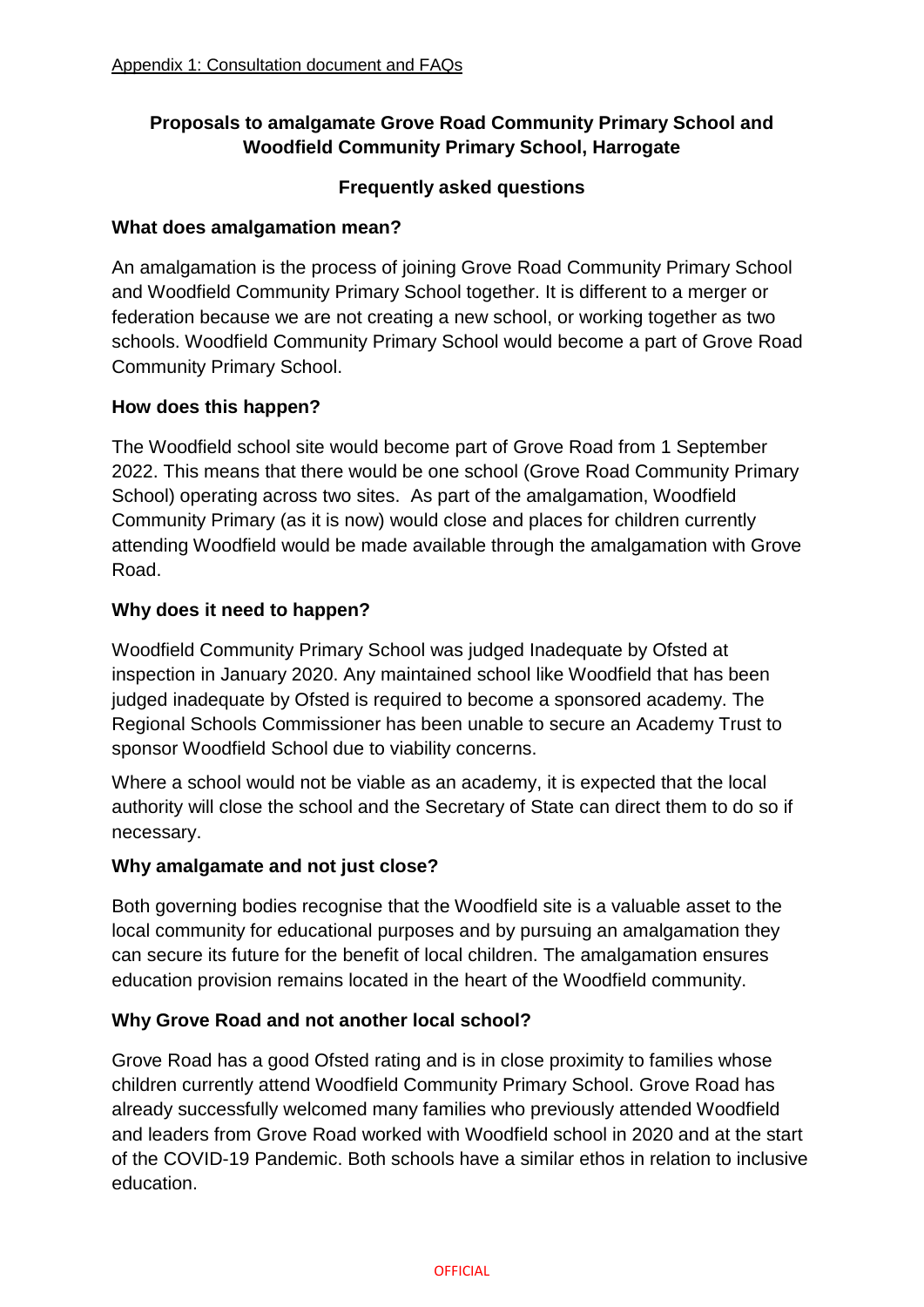Appendix 1: Consultation document and FAQs

**Proposals to amalgamate Grove Road Community Primary School and Woodfield Community Primary School, Harrogate**

**Frequently asked questions**

**What does amalgamation mean?**

An amalgamation is the process of joining Grove Road Community Primary School and Woodfield Community Primary School together. It is different to a merger or federation because we are not creating a new school, or working together as two schools. Woodfield Community Primary School would become a part of Grove Road Community Primary School.

**How does this happen?**

The Woodfield school site would become part of Grove Road from 1 September 2022. This means that there would be one school (Grove Road Community Primary School) operating across two sites. As part of the amalgamation, Woodfield Community Primary (as it is now) would close and places for children currently attending Woodfield would be made available through the amalgamation with Grove Road.

**Why does it need to happen?**

Woodfield Community Primary School was judged Inadequate by Ofsted at inspection in January 2020. Any maintained school like Woodfield that has been judged inadequate by Ofsted is required to become a sponsored academy. The Regional Schools Commissioner has been unable to secure an Academy Trust to sponsor Woodfield School due to viability concerns.

Where a school would not be viable as an academy, it is expected that the local authority will close the school and the Secretary of State can direct them to do so if necessary.

**Why amalgamate and not just close?**

Both governing bodies recognise that the Woodfield site is a valuable asset to the local community for educational purposes and by pursuing an amalgamation they can secure its future for the benefit of local children. The amalgamation ensures education provision remains located in the heart of the Woodfield community.

**Why Grove Road and not another local school?**

Grove Road has a good Ofsted rating and is in close proximity to families whose children currently attend Woodfield Community Primary School. Grove Road has already successfully welcomed many families who previously attended Woodfield and leaders from Grove Road worked with Woodfield school in 2020 and at the start of the COVID-19 Pandemic. Both schools have a similar ethos in relation to inclusive education.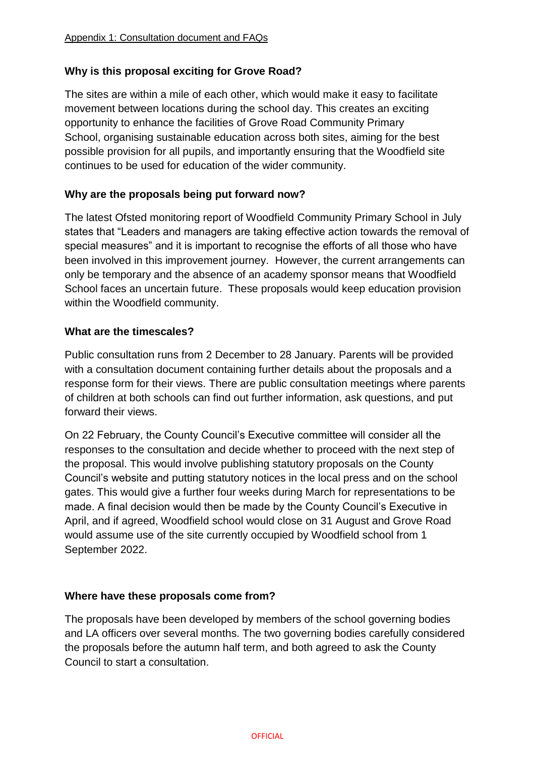Appendix 1: Consultation document and FAQs

**Why is this proposal exciting for Grove Road?**

The sites are within a mile of each other, which would make it easy to facilitate movement between locations during the school day. This creates an exciting opportunity to enhance the facilities of Grove Road Community Primary School, organising sustainable education across both sites, aiming for the best possible provision for all pupils, and importantly ensuring that the Woodfield site continues to be used for education of the wider community.

**Why are the proposals being put forward now?**

The latest Ofsted monitoring report of Woodfield Community Primary School in July states that "Leaders and managers are taking effective action towards the removal of special measures" and it is important to recognise the efforts of all those who have been involved in this improvement journey. However, the current arrangements can only be temporary and the absence of an academy sponsor means that Woodfield School faces an uncertain future. These proposals would keep education provision within the Woodfield community.

**What are the timescales?**

Public consultation runs from 2 December to 28 January. Parents will be provided with a consultation document containing further details about the proposals and a response form for their views. There are public consultation meetings where parents of children at both schools can find out further information, ask questions, and put forward their views.

On 22 February, the County Council's Executive committee will consider all the responses to the consultation and decide whether to proceed with the next step of the proposal. This would involve publishing statutory proposals on the County Council's website and putting statutory notices in the local press and on the school gates. This would give a further four weeks during March for representations to be made. A final decision would then be made by the County Council's Executive in April, and if agreed, Woodfield school would close on 31 August and Grove Road would assume use of the site currently occupied by Woodfield school from 1 September 2022.

**Where have these proposals come from?**

The proposals have been developed by members of the school governing bodies and LA officers over several months. The two governing bodies carefully considered the proposals before the autumn half term, and both agreed to ask the County Council to start a consultation.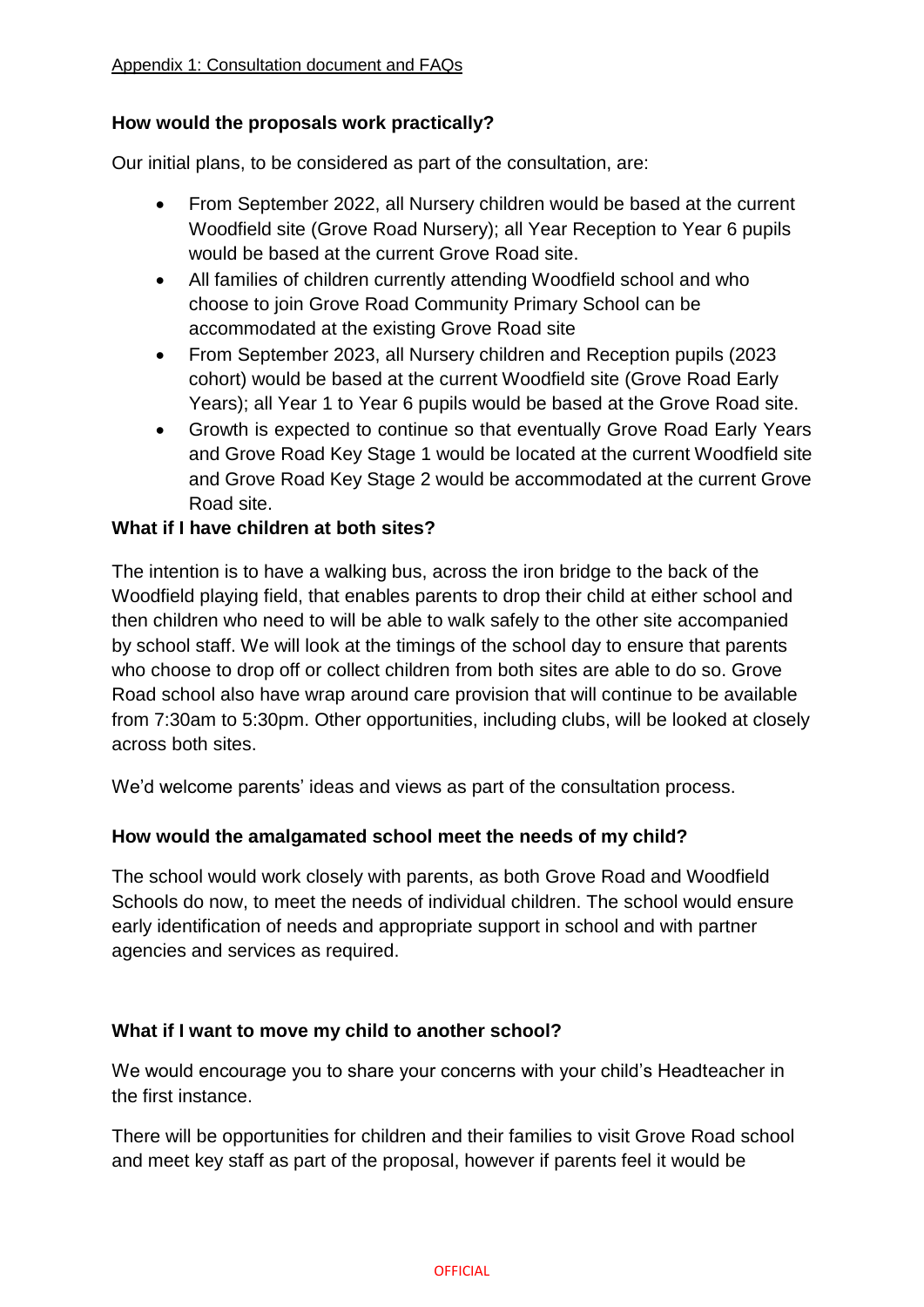### How would the proposals work practically?

Our initial plans, to be considered as part of the consultation, are:

- From September 2022, all Nursery children would be based at the current Woodfield site (Grove Road Nursery); all Year Reception to Year 6 pupils would be based at the current Grove Road site.
- All families of children currently attending Woodfield school and who choose to join Grove Road Community Primary School can be accommodated at the existing Grove Road site
- From September 2023, all Nursery children and Reception pupils (2023 cohort) would be based at the current Woodfield site (Grove Road Early Years); all Year 1 to Year 6 pupils would be based at the Grove Road site.
- Growth is expected to continue so that eventually Grove Road Early Years and Grove Road Key Stage 1 would be located at the current Woodfield site and Grove Road Key Stage 2 would be accommodated at the current Grove Road site.

### What if I have children at both sites?

The intention is to have a walking bus, across the iron bridge to the back of the Woodfield playing field, that enables parents to drop their child at either school and then children who need to will be able to walk safely to the other site accompanied by school staff. We will look at the timings of the school day to ensure that parents who choose to drop off or collect children from both sites are able to do so. Grove Road school also have wrap around care provision that will continue to be available from 7:30am to 5:30pm. Other opportunities, including clubs, will be looked at closely across both sites.

We'd welcome parents' ideas and views as part of the consultation process.

### How would the amalgamated school meet the needs of my child?

The school would work closely with parents, as both Grove Road and Woodfield Schools do now, to meet the needs of individual children. The school would ensure early identification of needs and appropriate support in school and with partner agencies and services as required.

### What if I want to move my child to another school?

We would encourage you to share your concerns with your child's Headteacher in the first instance.

There will be opportunities for children and their families to visit Grove Road school and meet key staff as part of the proposal, however if parents feel it would be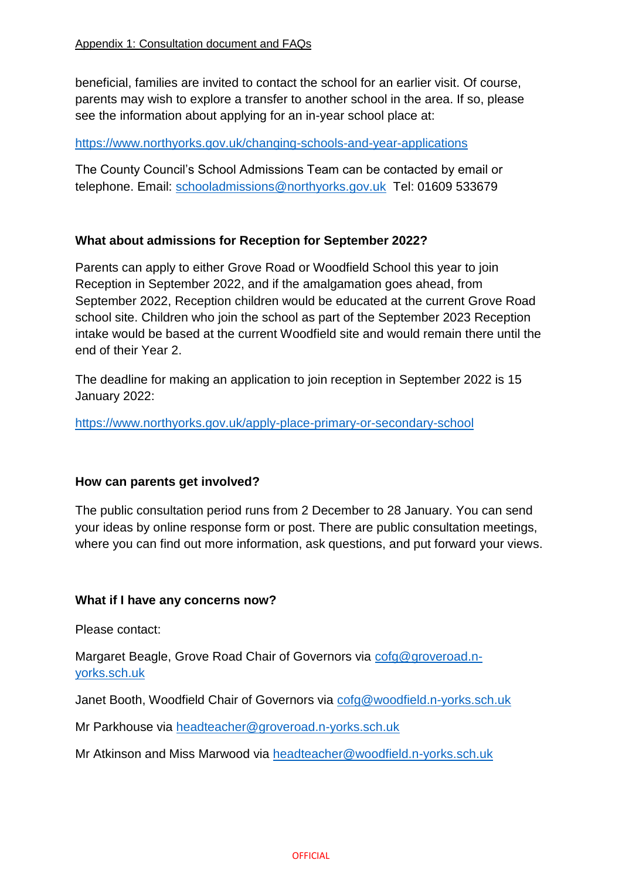beneficial, families are invited to contact the school for an earlier visit. Of course, parents may wish to explore a transfer to another school in the area. If so, please see the information about applying for an in-year school place at:

https://www.northyorks.gov.uk/changing-schools-and-year-applications

The County Council's School Admissions Team can be contacted by email or telephone. Email: schooladmissions@northyorks.gov.uk Tel: 01609 533679

**What about admissions for Reception for September 2022?**

Parents can apply to either Grove Road or Woodfield School this year to join Reception in September 2022, and if the amalgamation goes ahead, from September 2022, Reception children would be educated at the current Grove Road school site. Children who join the school as part of the September 2023 Reception intake would be based at the current Woodfield site and would remain there until the end of their Year 2.

The deadline for making an application to join reception in September 2022 is 15 January 2022:

https://www.northyorks.gov.uk/apply-place-primary-or-secondary-school

**How can parents get involved?**

The public consultation period runs from 2 December to 28 January. You can send your ideas by online response form or post. There are public consultation meetings, where you can find out more information, ask questions, and put forward your views.

**What if I have any concerns now?**

Please contact:

Margaret Beagle, Grove Road Chair of Governors via cofg@groveroad.n-yorks.sch.uk

Janet Booth, Woodfield Chair of Governors via cofg@woodfield.n-yorks.sch.uk

Mr Parkhouse via headteacher@groveroad.n-yorks.sch.uk

Mr Atkinson and Miss Marwood via headteacher@woodfield.n-yorks.sch.uk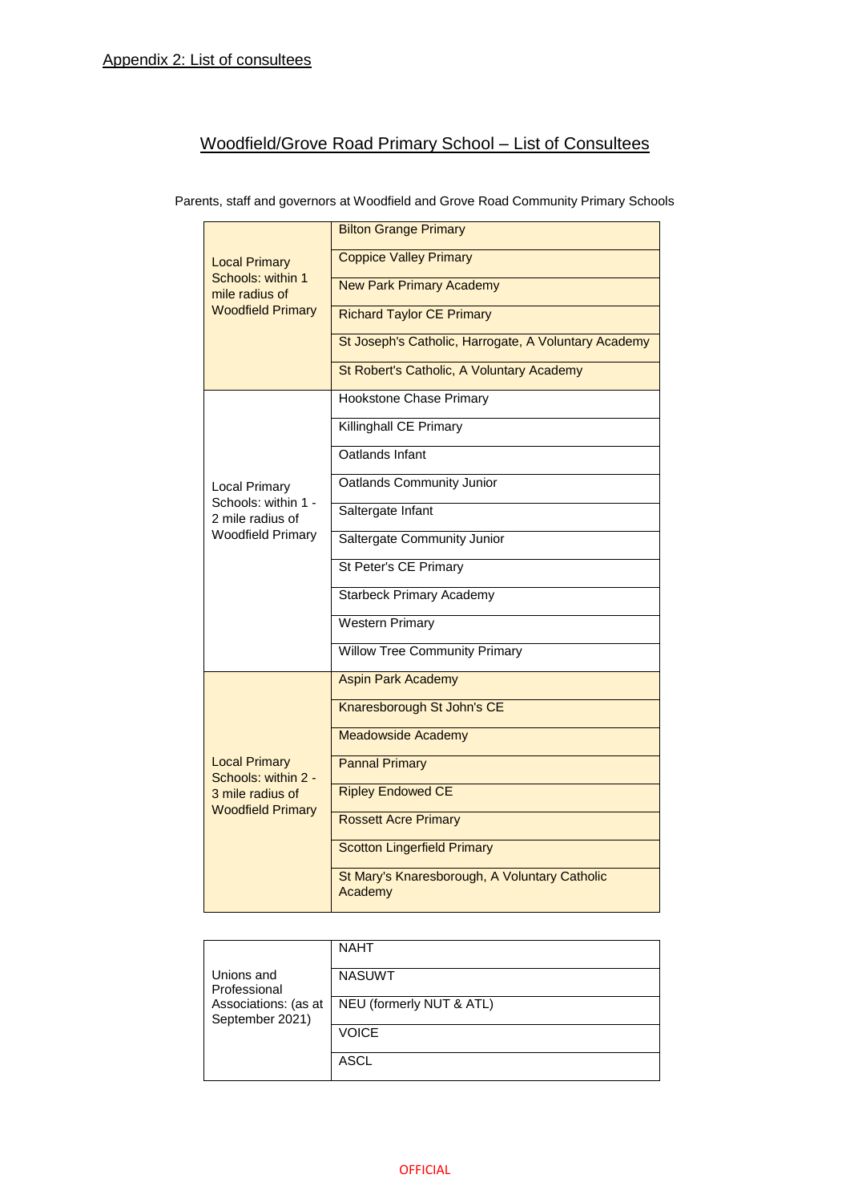Appendix 2: List of consultees

## Woodfield/Grove Road Primary School – List of Consultees

Parents, staff and governors at Woodfield and Grove Road Community Primary Schools

| | |
|---|---|
| Local Primary Schools: within 1 mile radius of Woodfield Primary | Bilton Grange Primary |
| | Coppice Valley Primary |
| | New Park Primary Academy |
| | Richard Taylor CE Primary |
| | St Joseph's Catholic, Harrogate, A Voluntary Academy |
| | St Robert's Catholic, A Voluntary Academy |
| Local Primary Schools: within 1 - 2 mile radius of Woodfield Primary | Hookstone Chase Primary |
| | Killinghall CE Primary |
| | Oatlands Infant |
| | Oatlands Community Junior |
| | Saltergate Infant |
| | Saltergate Community Junior |
| | St Peter's CE Primary |
| | Starbeck Primary Academy |
| | Western Primary |
| | Willow Tree Community Primary |
| Local Primary Schools: within 2 - 3 mile radius of Woodfield Primary | Aspin Park Academy |
| | Knaresborough St John's CE |
| | Meadowside Academy |
| | Pannal Primary |
| | Ripley Endowed CE |
| | Rossett Acre Primary |
| | Scotton Lingerfield Primary |
| | St Mary's Knaresborough, A Voluntary Catholic Academy |

| | |
|---|---|
| Unions and Professional Associations: (as at September 2021) | NAHT |
| | NASUWT |
| | NEU (formerly NUT & ATL) |
| | VOICE |
| | ASCL |

OFFICIAL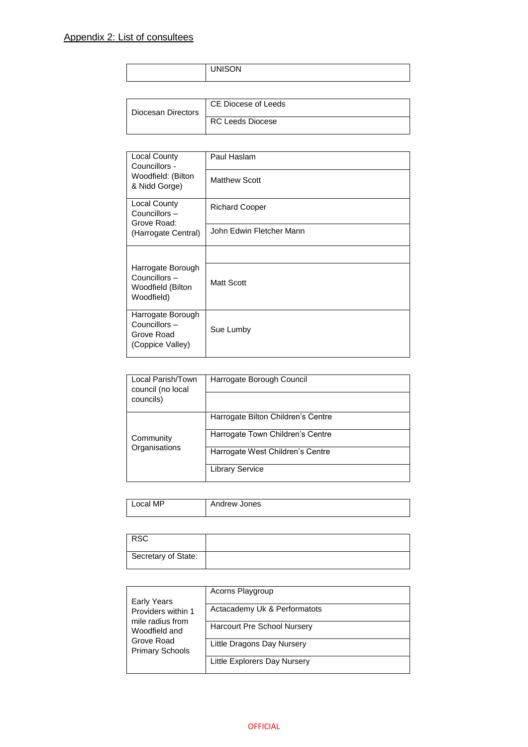Appendix 2: List of consultees

| | |
|---|---|
| | UNISON |

| | |
|---|---|
| Diocesan Directors | CE Diocese of Leeds |
| | RC Leeds Diocese |

| | |
|---|---|
| Local County Councillors - Woodfield: (Bilton & Nidd Gorge) | Paul Haslam |
| | Matthew Scott |
| Local County Councillors – Grove Road: (Harrogate Central) | Richard Cooper |
| | John Edwin Fletcher Mann |
| Harrogate Borough Councillors – Woodfield (Bilton Woodfield) | |
| | Matt Scott |
| Harrogate Borough Councillors – Grove Road (Coppice Valley) | Sue Lumby |

| | |
|---|---|
| Local Parish/Town council (no local councils) | Harrogate Borough Council |
| | |
| Community Organisations | Harrogate Bilton Children's Centre |
| | Harrogate Town Children's Centre |
| | Harrogate West Children's Centre |
| | Library Service |

| | |
|---|---|
| Local MP | Andrew Jones |

| | |
|---|---|
| RSC | |
| Secretary of State: | |

| | |
|---|---|
| Early Years Providers within 1 mile radius from Woodfield and Grove Road Primary Schools | Acorns Playgroup |
| | Actacademy Uk & Performatots |
| | Harcourt Pre School Nursery |
| | Little Dragons Day Nursery |
| | Little Explorers Day Nursery |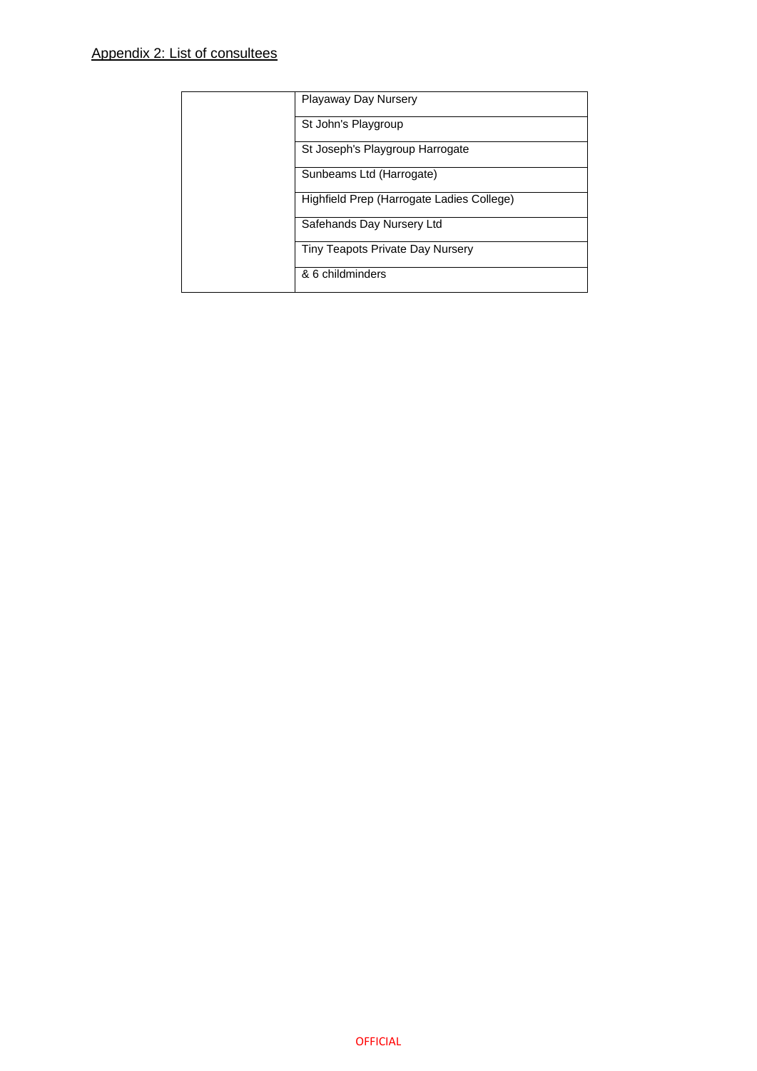Appendix 2: List of consultees

| | |
|---|---|
| | Playaway Day Nursery |
| | St John's Playgroup |
| | St Joseph's Playgroup Harrogate |
| | Sunbeams Ltd (Harrogate) |
| | Highfield Prep (Harrogate Ladies College) |
| | Safehands Day Nursery Ltd |
| | Tiny Teapots Private Day Nursery |
| | & 6 childminders |

OFFICIAL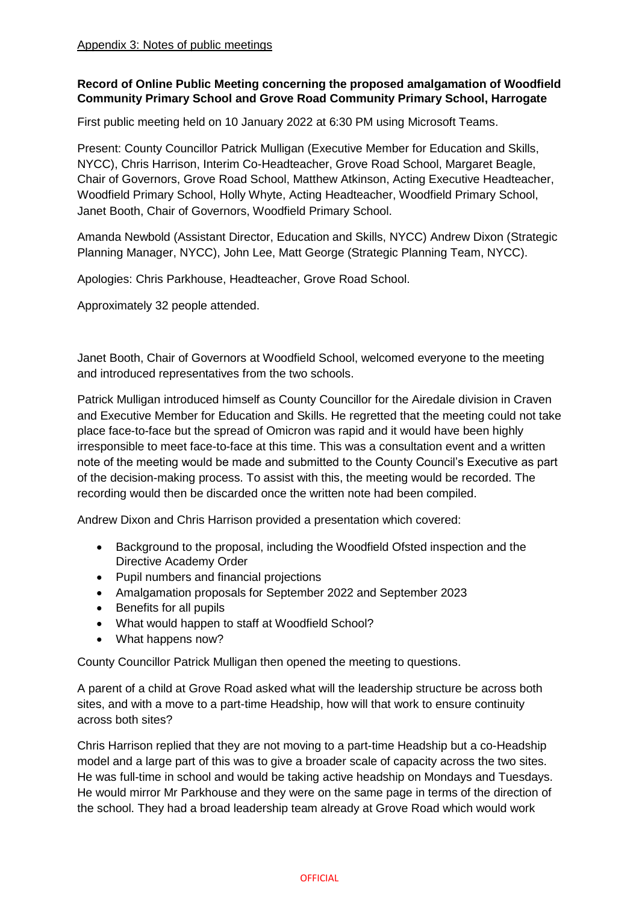Appendix 3: Notes of public meetings

**Record of Online Public Meeting concerning the proposed amalgamation of Woodfield Community Primary School and Grove Road Community Primary School, Harrogate**

First public meeting held on 10 January 2022 at 6:30 PM using Microsoft Teams.

Present: County Councillor Patrick Mulligan (Executive Member for Education and Skills, NYCC), Chris Harrison, Interim Co-Headteacher, Grove Road School, Margaret Beagle, Chair of Governors, Grove Road School, Matthew Atkinson, Acting Executive Headteacher, Woodfield Primary School, Holly Whyte, Acting Headteacher, Woodfield Primary School, Janet Booth, Chair of Governors, Woodfield Primary School.

Amanda Newbold (Assistant Director, Education and Skills, NYCC) Andrew Dixon (Strategic Planning Manager, NYCC), John Lee, Matt George (Strategic Planning Team, NYCC).

Apologies: Chris Parkhouse, Headteacher, Grove Road School.

Approximately 32 people attended.

Janet Booth, Chair of Governors at Woodfield School, welcomed everyone to the meeting and introduced representatives from the two schools.

Patrick Mulligan introduced himself as County Councillor for the Airedale division in Craven and Executive Member for Education and Skills. He regretted that the meeting could not take place face-to-face but the spread of Omicron was rapid and it would have been highly irresponsible to meet face-to-face at this time. This was a consultation event and a written note of the meeting would be made and submitted to the County Council's Executive as part of the decision-making process. To assist with this, the meeting would be recorded. The recording would then be discarded once the written note had been compiled.

Andrew Dixon and Chris Harrison provided a presentation which covered:

- Background to the proposal, including the Woodfield Ofsted inspection and the Directive Academy Order
- Pupil numbers and financial projections
- Amalgamation proposals for September 2022 and September 2023
- Benefits for all pupils
- What would happen to staff at Woodfield School?
- What happens now?

County Councillor Patrick Mulligan then opened the meeting to questions.

A parent of a child at Grove Road asked what will the leadership structure be across both sites, and with a move to a part-time Headship, how will that work to ensure continuity across both sites?

Chris Harrison replied that they are not moving to a part-time Headship but a co-Headship model and a large part of this was to give a broader scale of capacity across the two sites. He was full-time in school and would be taking active headship on Mondays and Tuesdays. He would mirror Mr Parkhouse and they were on the same page in terms of the direction of the school. They had a broad leadership team already at Grove Road which would work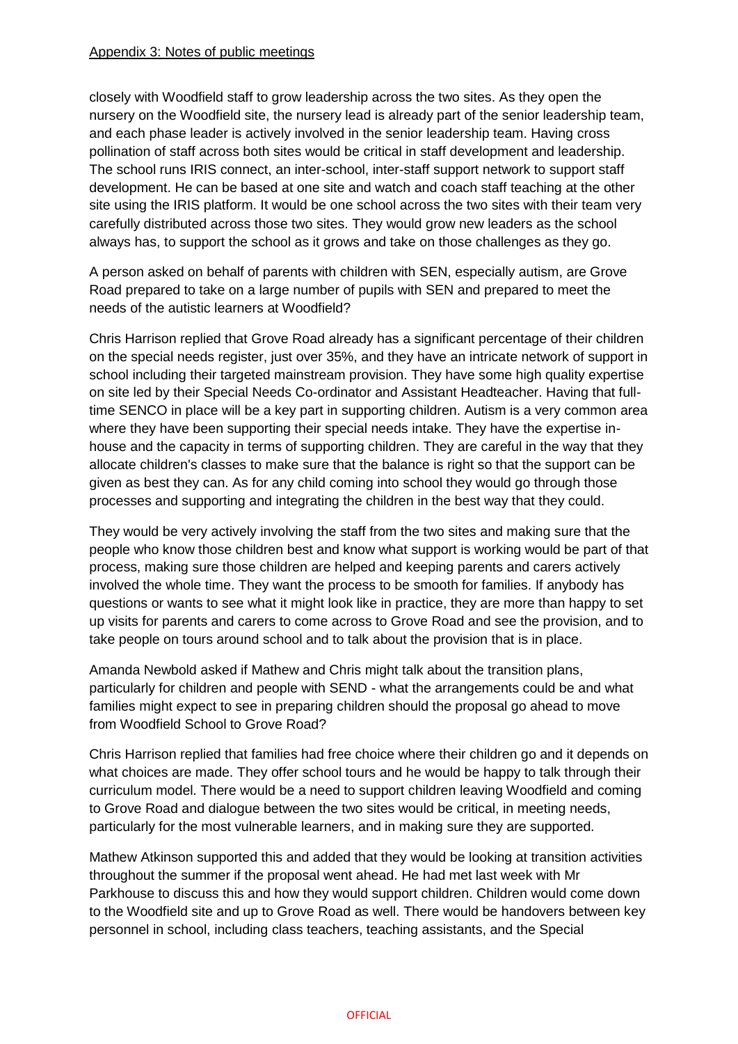closely with Woodfield staff to grow leadership across the two sites. As they open the nursery on the Woodfield site, the nursery lead is already part of the senior leadership team, and each phase leader is actively involved in the senior leadership team. Having cross pollination of staff across both sites would be critical in staff development and leadership. The school runs IRIS connect, an inter-school, inter-staff support network to support staff development. He can be based at one site and watch and coach staff teaching at the other site using the IRIS platform. It would be one school across the two sites with their team very carefully distributed across those two sites. They would grow new leaders as the school always has, to support the school as it grows and take on those challenges as they go.

A person asked on behalf of parents with children with SEN, especially autism, are Grove Road prepared to take on a large number of pupils with SEN and prepared to meet the needs of the autistic learners at Woodfield?

Chris Harrison replied that Grove Road already has a significant percentage of their children on the special needs register, just over 35%, and they have an intricate network of support in school including their targeted mainstream provision. They have some high quality expertise on site led by their Special Needs Co-ordinator and Assistant Headteacher. Having that full-time SENCO in place will be a key part in supporting children. Autism is a very common area where they have been supporting their special needs intake. They have the expertise in-house and the capacity in terms of supporting children. They are careful in the way that they allocate children's classes to make sure that the balance is right so that the support can be given as best they can. As for any child coming into school they would go through those processes and supporting and integrating the children in the best way that they could.

They would be very actively involving the staff from the two sites and making sure that the people who know those children best and know what support is working would be part of that process, making sure those children are helped and keeping parents and carers actively involved the whole time. They want the process to be smooth for families. If anybody has questions or wants to see what it might look like in practice, they are more than happy to set up visits for parents and carers to come across to Grove Road and see the provision, and to take people on tours around school and to talk about the provision that is in place.

Amanda Newbold asked if Mathew and Chris might talk about the transition plans, particularly for children and people with SEND - what the arrangements could be and what families might expect to see in preparing children should the proposal go ahead to move from Woodfield School to Grove Road?

Chris Harrison replied that families had free choice where their children go and it depends on what choices are made. They offer school tours and he would be happy to talk through their curriculum model. There would be a need to support children leaving Woodfield and coming to Grove Road and dialogue between the two sites would be critical, in meeting needs, particularly for the most vulnerable learners, and in making sure they are supported.

Mathew Atkinson supported this and added that they would be looking at transition activities throughout the summer if the proposal went ahead. He had met last week with Mr Parkhouse to discuss this and how they would support children. Children would come down to the Woodfield site and up to Grove Road as well. There would be handovers between key personnel in school, including class teachers, teaching assistants, and the Special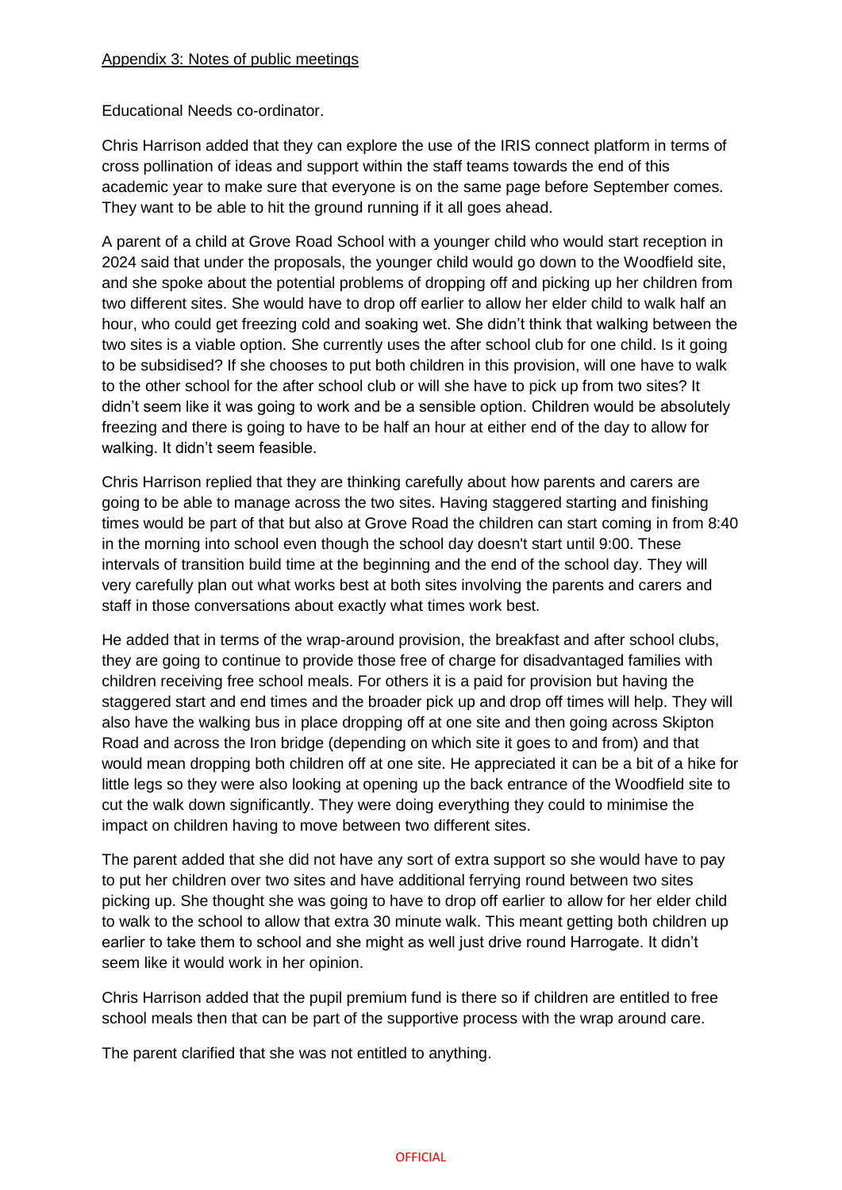Educational Needs co-ordinator.

Chris Harrison added that they can explore the use of the IRIS connect platform in terms of cross pollination of ideas and support within the staff teams towards the end of this academic year to make sure that everyone is on the same page before September comes. They want to be able to hit the ground running if it all goes ahead.

A parent of a child at Grove Road School with a younger child who would start reception in 2024 said that under the proposals, the younger child would go down to the Woodfield site, and she spoke about the potential problems of dropping off and picking up her children from two different sites. She would have to drop off earlier to allow her elder child to walk half an hour, who could get freezing cold and soaking wet. She didn't think that walking between the two sites is a viable option. She currently uses the after school club for one child. Is it going to be subsidised? If she chooses to put both children in this provision, will one have to walk to the other school for the after school club or will she have to pick up from two sites? It didn't seem like it was going to work and be a sensible option. Children would be absolutely freezing and there is going to have to be half an hour at either end of the day to allow for walking. It didn't seem feasible.

Chris Harrison replied that they are thinking carefully about how parents and carers are going to be able to manage across the two sites. Having staggered starting and finishing times would be part of that but also at Grove Road the children can start coming in from 8:40 in the morning into school even though the school day doesn't start until 9:00. These intervals of transition build time at the beginning and the end of the school day. They will very carefully plan out what works best at both sites involving the parents and carers and staff in those conversations about exactly what times work best.

He added that in terms of the wrap-around provision, the breakfast and after school clubs, they are going to continue to provide those free of charge for disadvantaged families with children receiving free school meals. For others it is a paid for provision but having the staggered start and end times and the broader pick up and drop off times will help. They will also have the walking bus in place dropping off at one site and then going across Skipton Road and across the Iron bridge (depending on which site it goes to and from) and that would mean dropping both children off at one site. He appreciated it can be a bit of a hike for little legs so they were also looking at opening up the back entrance of the Woodfield site to cut the walk down significantly. They were doing everything they could to minimise the impact on children having to move between two different sites.

The parent added that she did not have any sort of extra support so she would have to pay to put her children over two sites and have additional ferrying round between two sites picking up. She thought she was going to have to drop off earlier to allow for her elder child to walk to the school to allow that extra 30 minute walk. This meant getting both children up earlier to take them to school and she might as well just drive round Harrogate. It didn't seem like it would work in her opinion.

Chris Harrison added that the pupil premium fund is there so if children are entitled to free school meals then that can be part of the supportive process with the wrap around care.

The parent clarified that she was not entitled to anything.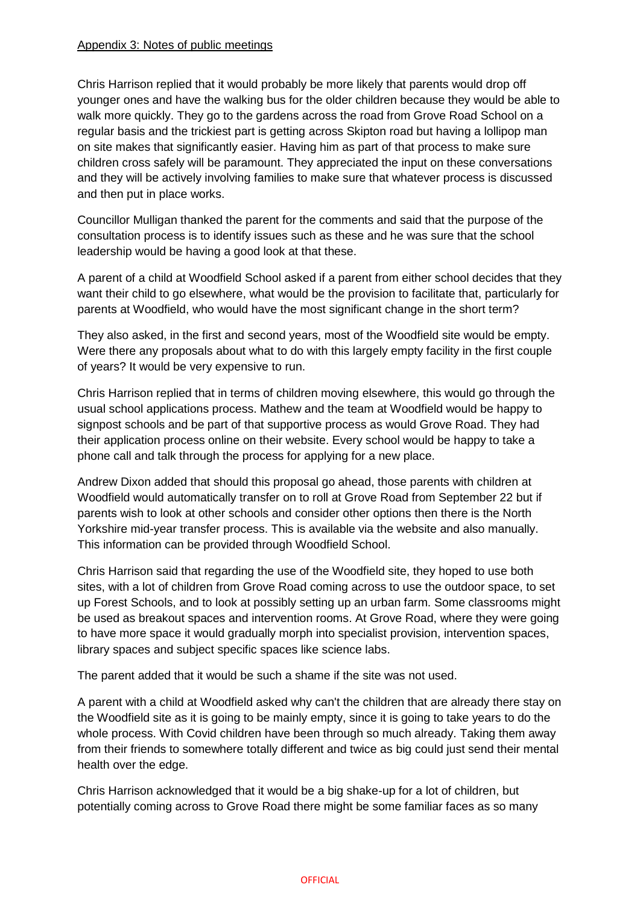Appendix 3: Notes of public meetings

Chris Harrison replied that it would probably be more likely that parents would drop off younger ones and have the walking bus for the older children because they would be able to walk more quickly. They go to the gardens across the road from Grove Road School on a regular basis and the trickiest part is getting across Skipton road but having a lollipop man on site makes that significantly easier. Having him as part of that process to make sure children cross safely will be paramount. They appreciated the input on these conversations and they will be actively involving families to make sure that whatever process is discussed and then put in place works.

Councillor Mulligan thanked the parent for the comments and said that the purpose of the consultation process is to identify issues such as these and he was sure that the school leadership would be having a good look at that these.

A parent of a child at Woodfield School asked if a parent from either school decides that they want their child to go elsewhere, what would be the provision to facilitate that, particularly for parents at Woodfield, who would have the most significant change in the short term?

They also asked, in the first and second years, most of the Woodfield site would be empty. Were there any proposals about what to do with this largely empty facility in the first couple of years? It would be very expensive to run.

Chris Harrison replied that in terms of children moving elsewhere, this would go through the usual school applications process. Mathew and the team at Woodfield would be happy to signpost schools and be part of that supportive process as would Grove Road. They had their application process online on their website. Every school would be happy to take a phone call and talk through the process for applying for a new place.

Andrew Dixon added that should this proposal go ahead, those parents with children at Woodfield would automatically transfer on to roll at Grove Road from September 22 but if parents wish to look at other schools and consider other options then there is the North Yorkshire mid-year transfer process. This is available via the website and also manually. This information can be provided through Woodfield School.

Chris Harrison said that regarding the use of the Woodfield site, they hoped to use both sites, with a lot of children from Grove Road coming across to use the outdoor space, to set up Forest Schools, and to look at possibly setting up an urban farm. Some classrooms might be used as breakout spaces and intervention rooms. At Grove Road, where they were going to have more space it would gradually morph into specialist provision, intervention spaces, library spaces and subject specific spaces like science labs.

The parent added that it would be such a shame if the site was not used.

A parent with a child at Woodfield asked why can't the children that are already there stay on the Woodfield site as it is going to be mainly empty, since it is going to take years to do the whole process. With Covid children have been through so much already. Taking them away from their friends to somewhere totally different and twice as big could just send their mental health over the edge.

Chris Harrison acknowledged that it would be a big shake-up for a lot of children, but potentially coming across to Grove Road there might be some familiar faces as so many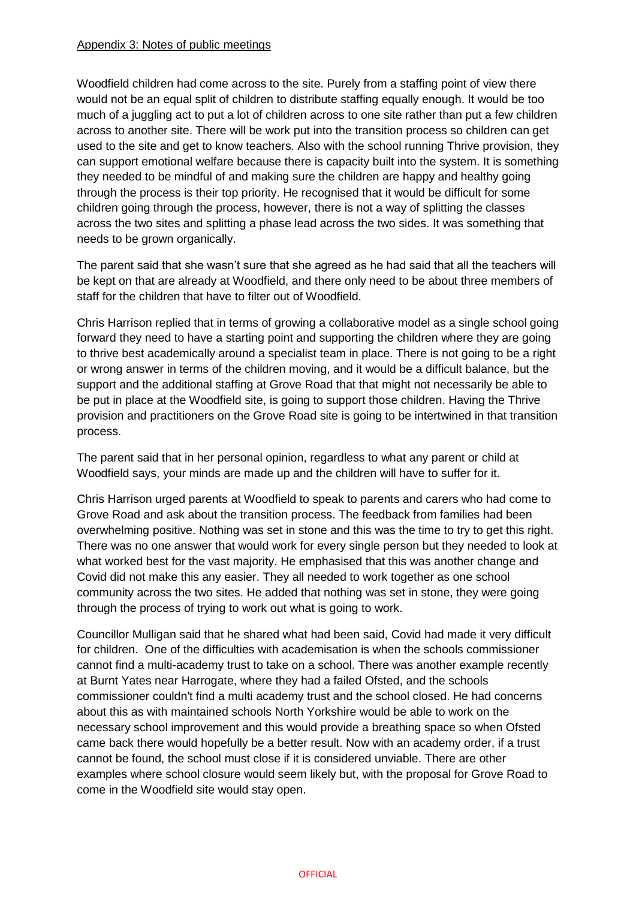Appendix 3: Notes of public meetings

Woodfield children had come across to the site. Purely from a staffing point of view there would not be an equal split of children to distribute staffing equally enough. It would be too much of a juggling act to put a lot of children across to one site rather than put a few children across to another site. There will be work put into the transition process so children can get used to the site and get to know teachers. Also with the school running Thrive provision, they can support emotional welfare because there is capacity built into the system. It is something they needed to be mindful of and making sure the children are happy and healthy going through the process is their top priority. He recognised that it would be difficult for some children going through the process, however, there is not a way of splitting the classes across the two sites and splitting a phase lead across the two sides. It was something that needs to be grown organically.

The parent said that she wasn't sure that she agreed as he had said that all the teachers will be kept on that are already at Woodfield, and there only need to be about three members of staff for the children that have to filter out of Woodfield.

Chris Harrison replied that in terms of growing a collaborative model as a single school going forward they need to have a starting point and supporting the children where they are going to thrive best academically around a specialist team in place. There is not going to be a right or wrong answer in terms of the children moving, and it would be a difficult balance, but the support and the additional staffing at Grove Road that that might not necessarily be able to be put in place at the Woodfield site, is going to support those children. Having the Thrive provision and practitioners on the Grove Road site is going to be intertwined in that transition process.

The parent said that in her personal opinion, regardless to what any parent or child at Woodfield says, your minds are made up and the children will have to suffer for it.

Chris Harrison urged parents at Woodfield to speak to parents and carers who had come to Grove Road and ask about the transition process. The feedback from families had been overwhelming positive. Nothing was set in stone and this was the time to try to get this right. There was no one answer that would work for every single person but they needed to look at what worked best for the vast majority. He emphasised that this was another change and Covid did not make this any easier. They all needed to work together as one school community across the two sites. He added that nothing was set in stone, they were going through the process of trying to work out what is going to work.

Councillor Mulligan said that he shared what had been said, Covid had made it very difficult for children. One of the difficulties with academisation is when the schools commissioner cannot find a multi-academy trust to take on a school. There was another example recently at Burnt Yates near Harrogate, where they had a failed Ofsted, and the schools commissioner couldn't find a multi academy trust and the school closed. He had concerns about this as with maintained schools North Yorkshire would be able to work on the necessary school improvement and this would provide a breathing space so when Ofsted came back there would hopefully be a better result. Now with an academy order, if a trust cannot be found, the school must close if it is considered unviable. There are other examples where school closure would seem likely but, with the proposal for Grove Road to come in the Woodfield site would stay open.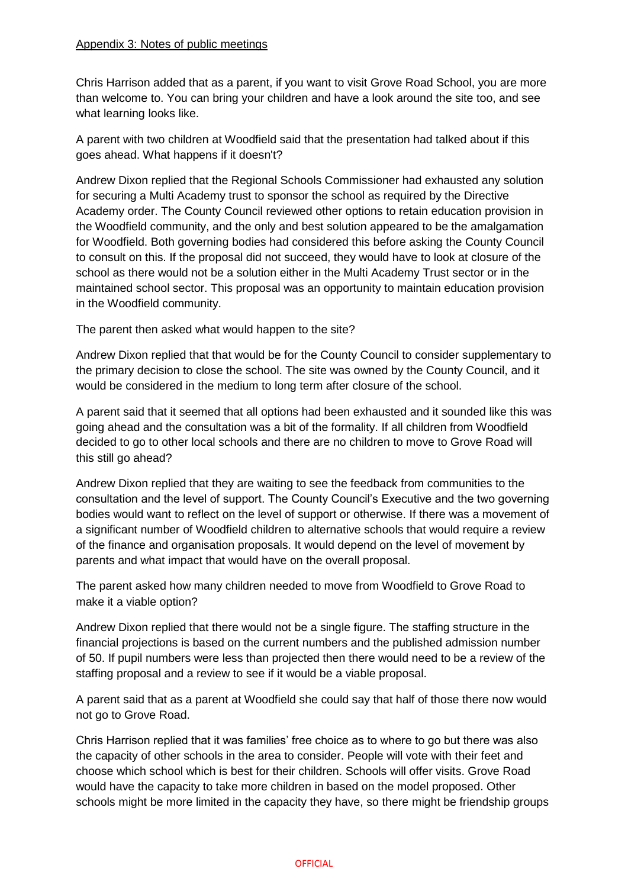Appendix 3: Notes of public meetings

Chris Harrison added that as a parent, if you want to visit Grove Road School, you are more than welcome to. You can bring your children and have a look around the site too, and see what learning looks like.

A parent with two children at Woodfield said that the presentation had talked about if this goes ahead. What happens if it doesn't?

Andrew Dixon replied that the Regional Schools Commissioner had exhausted any solution for securing a Multi Academy trust to sponsor the school as required by the Directive Academy order. The County Council reviewed other options to retain education provision in the Woodfield community, and the only and best solution appeared to be the amalgamation for Woodfield. Both governing bodies had considered this before asking the County Council to consult on this. If the proposal did not succeed, they would have to look at closure of the school as there would not be a solution either in the Multi Academy Trust sector or in the maintained school sector. This proposal was an opportunity to maintain education provision in the Woodfield community.

The parent then asked what would happen to the site?

Andrew Dixon replied that that would be for the County Council to consider supplementary to the primary decision to close the school. The site was owned by the County Council, and it would be considered in the medium to long term after closure of the school.

A parent said that it seemed that all options had been exhausted and it sounded like this was going ahead and the consultation was a bit of the formality. If all children from Woodfield decided to go to other local schools and there are no children to move to Grove Road will this still go ahead?

Andrew Dixon replied that they are waiting to see the feedback from communities to the consultation and the level of support. The County Council's Executive and the two governing bodies would want to reflect on the level of support or otherwise. If there was a movement of a significant number of Woodfield children to alternative schools that would require a review of the finance and organisation proposals. It would depend on the level of movement by parents and what impact that would have on the overall proposal.

The parent asked how many children needed to move from Woodfield to Grove Road to make it a viable option?

Andrew Dixon replied that there would not be a single figure. The staffing structure in the financial projections is based on the current numbers and the published admission number of 50. If pupil numbers were less than projected then there would need to be a review of the staffing proposal and a review to see if it would be a viable proposal.

A parent said that as a parent at Woodfield she could say that half of those there now would not go to Grove Road.

Chris Harrison replied that it was families' free choice as to where to go but there was also the capacity of other schools in the area to consider. People will vote with their feet and choose which school which is best for their children. Schools will offer visits. Grove Road would have the capacity to take more children in based on the model proposed. Other schools might be more limited in the capacity they have, so there might be friendship groups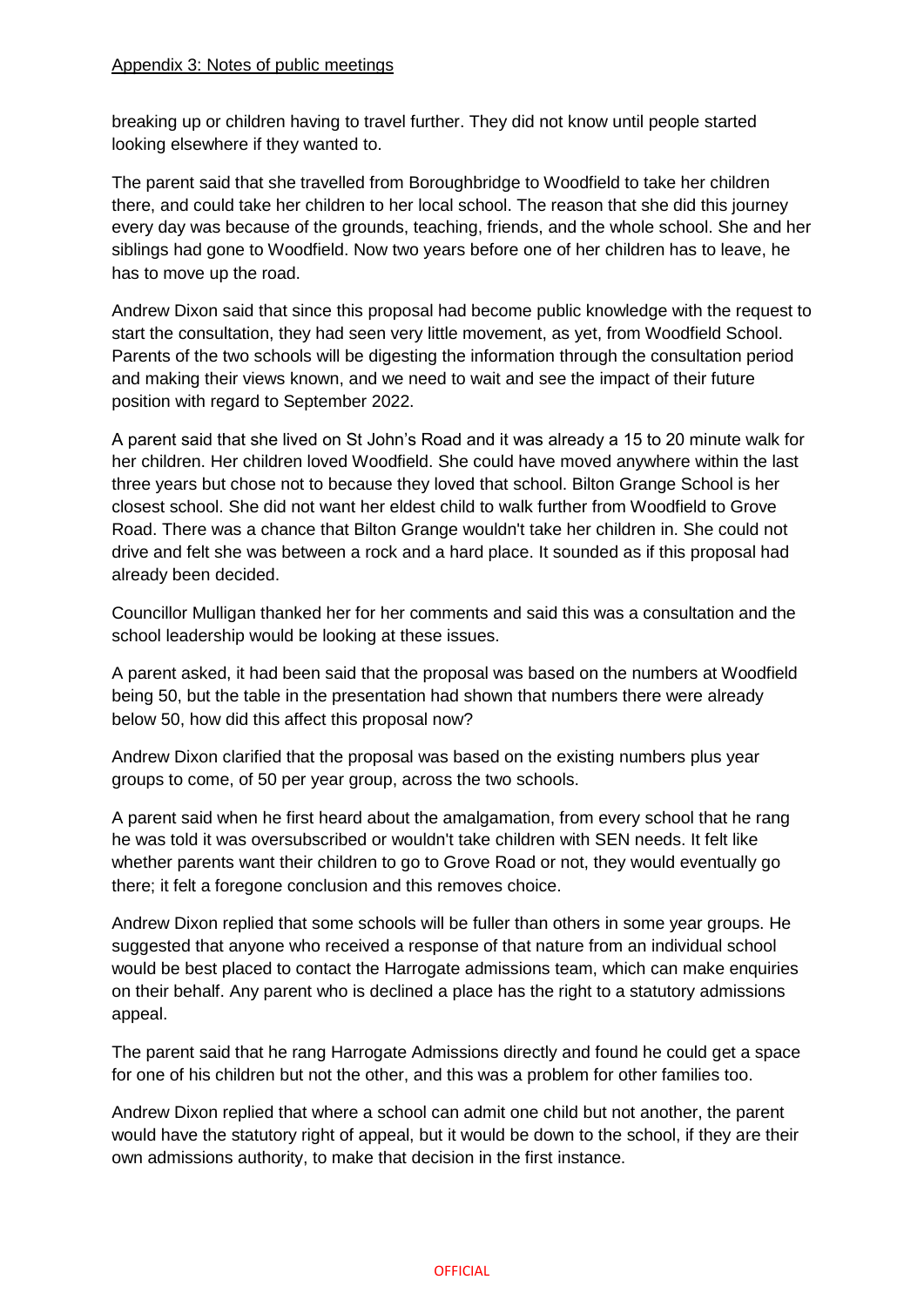Appendix 3: Notes of public meetings

breaking up or children having to travel further. They did not know until people started looking elsewhere if they wanted to.

The parent said that she travelled from Boroughbridge to Woodfield to take her children there, and could take her children to her local school. The reason that she did this journey every day was because of the grounds, teaching, friends, and the whole school. She and her siblings had gone to Woodfield. Now two years before one of her children has to leave, he has to move up the road.

Andrew Dixon said that since this proposal had become public knowledge with the request to start the consultation, they had seen very little movement, as yet, from Woodfield School. Parents of the two schools will be digesting the information through the consultation period and making their views known, and we need to wait and see the impact of their future position with regard to September 2022.

A parent said that she lived on St John's Road and it was already a 15 to 20 minute walk for her children. Her children loved Woodfield. She could have moved anywhere within the last three years but chose not to because they loved that school. Bilton Grange School is her closest school. She did not want her eldest child to walk further from Woodfield to Grove Road. There was a chance that Bilton Grange wouldn't take her children in. She could not drive and felt she was between a rock and a hard place. It sounded as if this proposal had already been decided.

Councillor Mulligan thanked her for her comments and said this was a consultation and the school leadership would be looking at these issues.

A parent asked, it had been said that the proposal was based on the numbers at Woodfield being 50, but the table in the presentation had shown that numbers there were already below 50, how did this affect this proposal now?

Andrew Dixon clarified that the proposal was based on the existing numbers plus year groups to come, of 50 per year group, across the two schools.

A parent said when he first heard about the amalgamation, from every school that he rang he was told it was oversubscribed or wouldn't take children with SEN needs. It felt like whether parents want their children to go to Grove Road or not, they would eventually go there; it felt a foregone conclusion and this removes choice.

Andrew Dixon replied that some schools will be fuller than others in some year groups. He suggested that anyone who received a response of that nature from an individual school would be best placed to contact the Harrogate admissions team, which can make enquiries on their behalf. Any parent who is declined a place has the right to a statutory admissions appeal.

The parent said that he rang Harrogate Admissions directly and found he could get a space for one of his children but not the other, and this was a problem for other families too.

Andrew Dixon replied that where a school can admit one child but not another, the parent would have the statutory right of appeal, but it would be down to the school, if they are their own admissions authority, to make that decision in the first instance.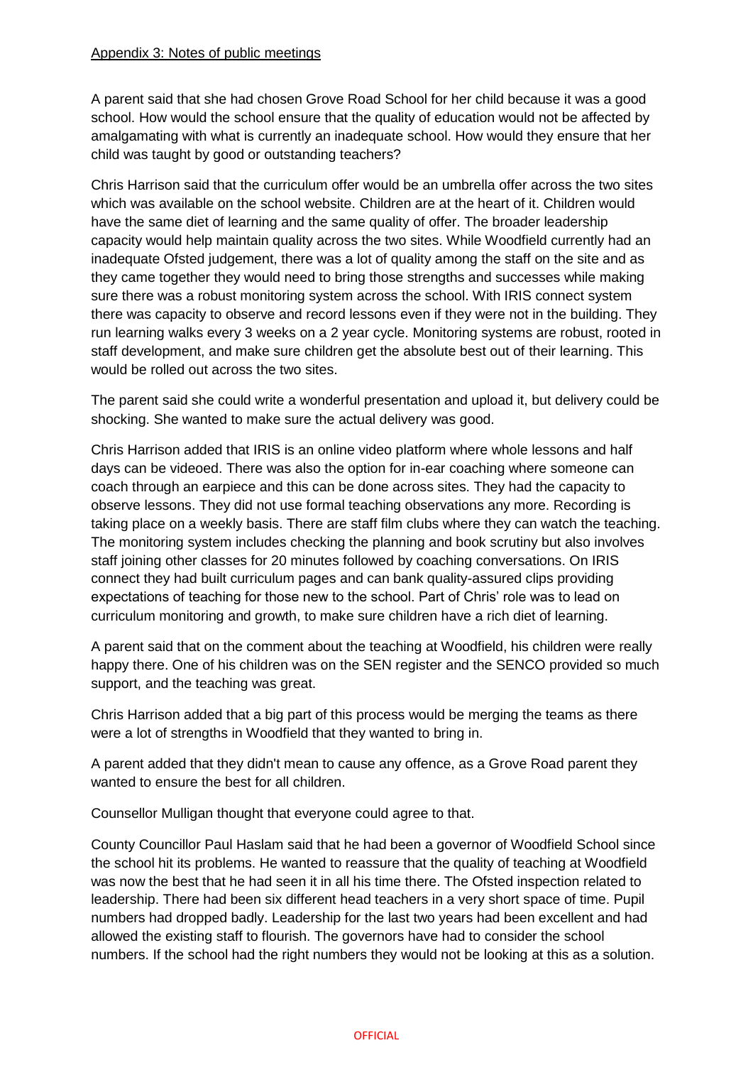Appendix 3: Notes of public meetings

A parent said that she had chosen Grove Road School for her child because it was a good school. How would the school ensure that the quality of education would not be affected by amalgamating with what is currently an inadequate school. How would they ensure that her child was taught by good or outstanding teachers?

Chris Harrison said that the curriculum offer would be an umbrella offer across the two sites which was available on the school website. Children are at the heart of it. Children would have the same diet of learning and the same quality of offer. The broader leadership capacity would help maintain quality across the two sites. While Woodfield currently had an inadequate Ofsted judgement, there was a lot of quality among the staff on the site and as they came together they would need to bring those strengths and successes while making sure there was a robust monitoring system across the school. With IRIS connect system there was capacity to observe and record lessons even if they were not in the building. They run learning walks every 3 weeks on a 2 year cycle. Monitoring systems are robust, rooted in staff development, and make sure children get the absolute best out of their learning. This would be rolled out across the two sites.

The parent said she could write a wonderful presentation and upload it, but delivery could be shocking. She wanted to make sure the actual delivery was good.

Chris Harrison added that IRIS is an online video platform where whole lessons and half days can be videoed. There was also the option for in-ear coaching where someone can coach through an earpiece and this can be done across sites. They had the capacity to observe lessons. They did not use formal teaching observations any more. Recording is taking place on a weekly basis. There are staff film clubs where they can watch the teaching. The monitoring system includes checking the planning and book scrutiny but also involves staff joining other classes for 20 minutes followed by coaching conversations. On IRIS connect they had built curriculum pages and can bank quality-assured clips providing expectations of teaching for those new to the school. Part of Chris' role was to lead on curriculum monitoring and growth, to make sure children have a rich diet of learning.

A parent said that on the comment about the teaching at Woodfield, his children were really happy there. One of his children was on the SEN register and the SENCO provided so much support, and the teaching was great.

Chris Harrison added that a big part of this process would be merging the teams as there were a lot of strengths in Woodfield that they wanted to bring in.

A parent added that they didn't mean to cause any offence, as a Grove Road parent they wanted to ensure the best for all children.

Counsellor Mulligan thought that everyone could agree to that.

County Councillor Paul Haslam said that he had been a governor of Woodfield School since the school hit its problems. He wanted to reassure that the quality of teaching at Woodfield was now the best that he had seen it in all his time there. The Ofsted inspection related to leadership. There had been six different head teachers in a very short space of time. Pupil numbers had dropped badly. Leadership for the last two years had been excellent and had allowed the existing staff to flourish. The governors have had to consider the school numbers. If the school had the right numbers they would not be looking at this as a solution.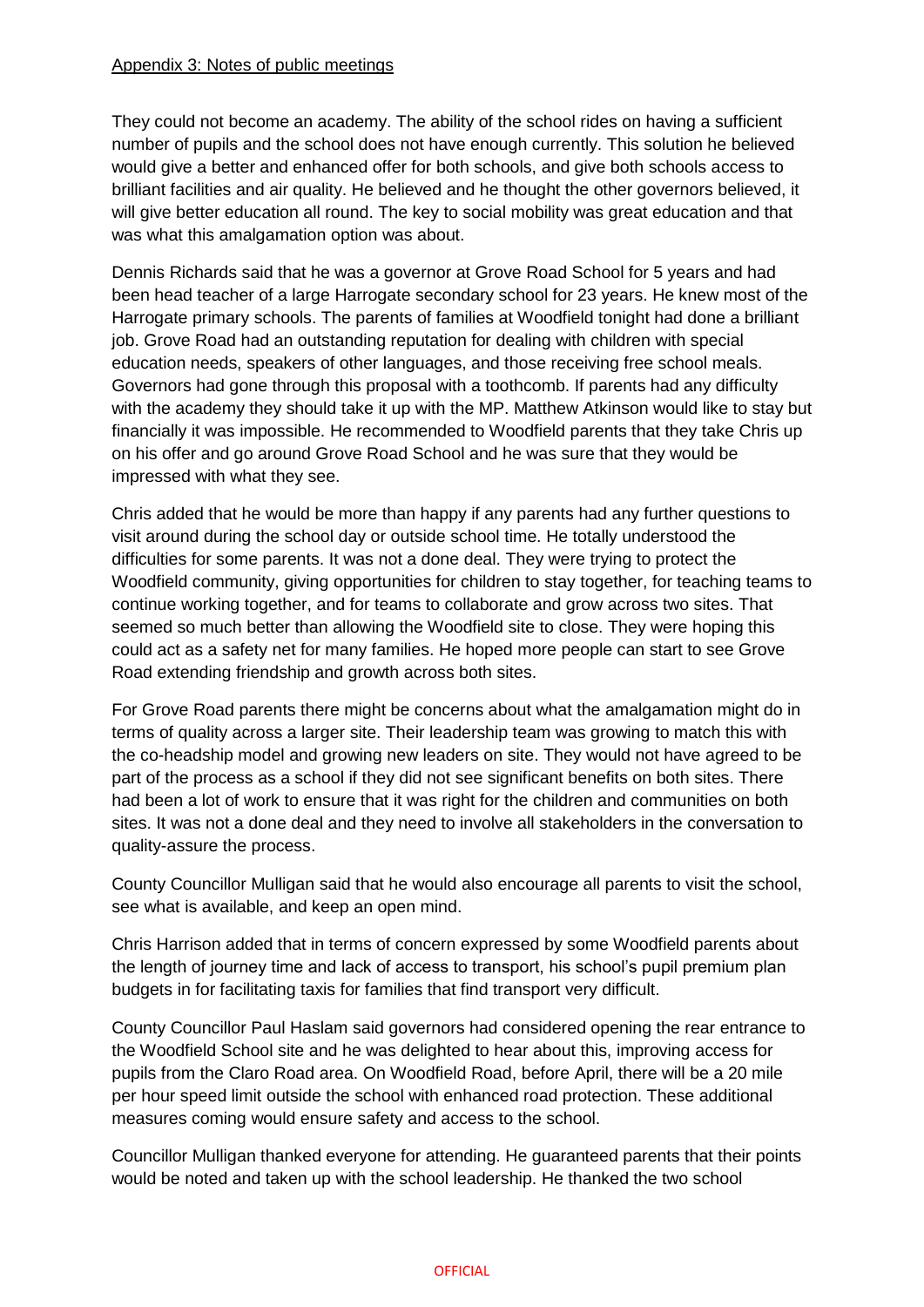Appendix 3: Notes of public meetings

They could not become an academy. The ability of the school rides on having a sufficient number of pupils and the school does not have enough currently. This solution he believed would give a better and enhanced offer for both schools, and give both schools access to brilliant facilities and air quality. He believed and he thought the other governors believed, it will give better education all round. The key to social mobility was great education and that was what this amalgamation option was about.

Dennis Richards said that he was a governor at Grove Road School for 5 years and had been head teacher of a large Harrogate secondary school for 23 years. He knew most of the Harrogate primary schools. The parents of families at Woodfield tonight had done a brilliant job. Grove Road had an outstanding reputation for dealing with children with special education needs, speakers of other languages, and those receiving free school meals. Governors had gone through this proposal with a toothcomb. If parents had any difficulty with the academy they should take it up with the MP. Matthew Atkinson would like to stay but financially it was impossible. He recommended to Woodfield parents that they take Chris up on his offer and go around Grove Road School and he was sure that they would be impressed with what they see.

Chris added that he would be more than happy if any parents had any further questions to visit around during the school day or outside school time. He totally understood the difficulties for some parents. It was not a done deal. They were trying to protect the Woodfield community, giving opportunities for children to stay together, for teaching teams to continue working together, and for teams to collaborate and grow across two sites. That seemed so much better than allowing the Woodfield site to close. They were hoping this could act as a safety net for many families. He hoped more people can start to see Grove Road extending friendship and growth across both sites.

For Grove Road parents there might be concerns about what the amalgamation might do in terms of quality across a larger site. Their leadership team was growing to match this with the co-headship model and growing new leaders on site. They would not have agreed to be part of the process as a school if they did not see significant benefits on both sites. There had been a lot of work to ensure that it was right for the children and communities on both sites. It was not a done deal and they need to involve all stakeholders in the conversation to quality-assure the process.

County Councillor Mulligan said that he would also encourage all parents to visit the school, see what is available, and keep an open mind.

Chris Harrison added that in terms of concern expressed by some Woodfield parents about the length of journey time and lack of access to transport, his school's pupil premium plan budgets in for facilitating taxis for families that find transport very difficult.

County Councillor Paul Haslam said governors had considered opening the rear entrance to the Woodfield School site and he was delighted to hear about this, improving access for pupils from the Claro Road area. On Woodfield Road, before April, there will be a 20 mile per hour speed limit outside the school with enhanced road protection. These additional measures coming would ensure safety and access to the school.

Councillor Mulligan thanked everyone for attending. He guaranteed parents that their points would be noted and taken up with the school leadership. He thanked the two school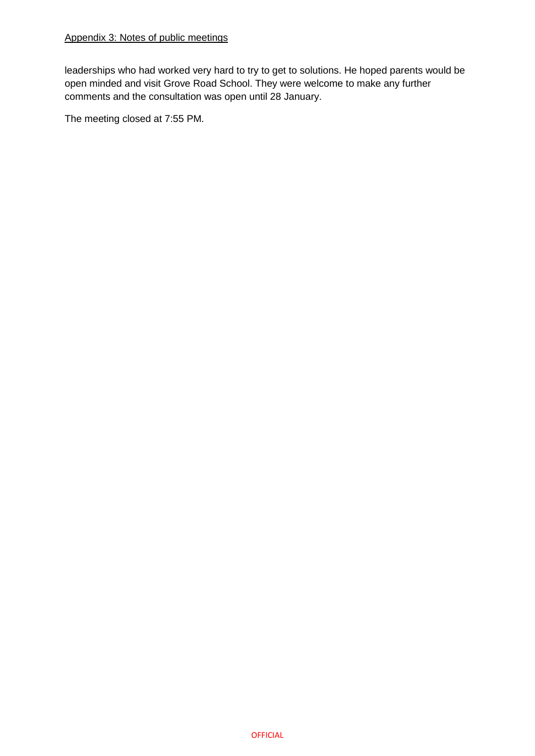leaderships who had worked very hard to try to get to solutions. He hoped parents would be open minded and visit Grove Road School. They were welcome to make any further comments and the consultation was open until 28 January.

The meeting closed at 7:55 PM.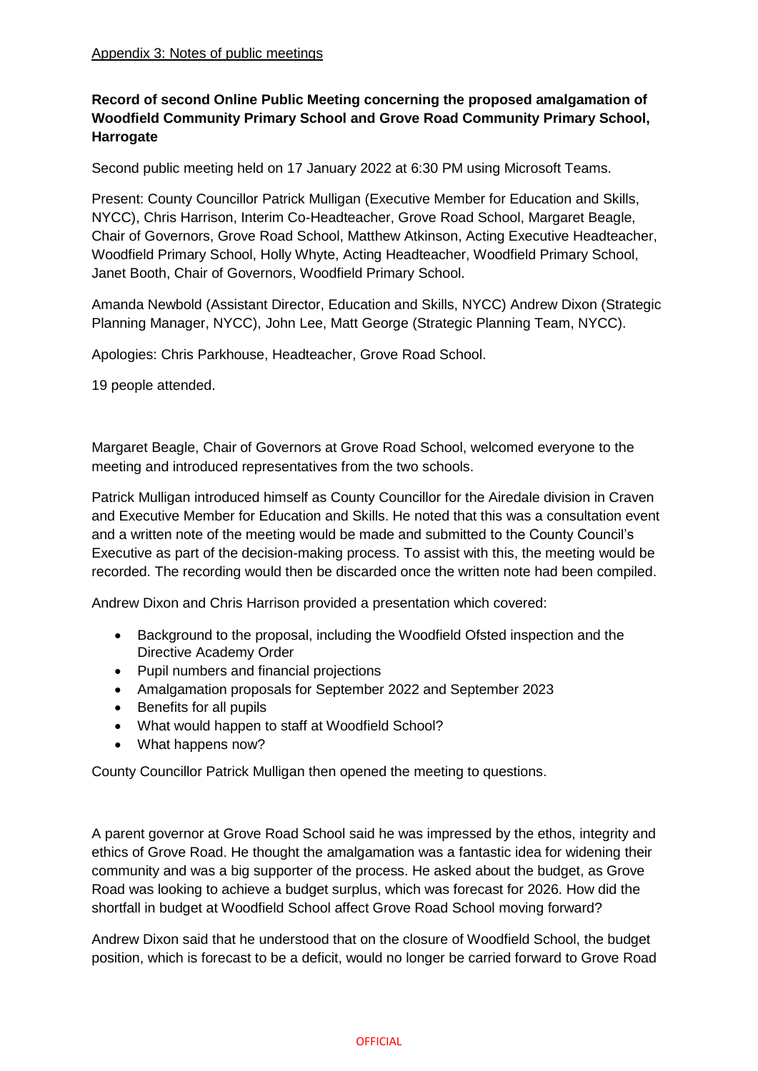Appendix 3: Notes of public meetings

**Record of second Online Public Meeting concerning the proposed amalgamation of Woodfield Community Primary School and Grove Road Community Primary School, Harrogate**

Second public meeting held on 17 January 2022 at 6:30 PM using Microsoft Teams.

Present: County Councillor Patrick Mulligan (Executive Member for Education and Skills, NYCC), Chris Harrison, Interim Co-Headteacher, Grove Road School, Margaret Beagle, Chair of Governors, Grove Road School, Matthew Atkinson, Acting Executive Headteacher, Woodfield Primary School, Holly Whyte, Acting Headteacher, Woodfield Primary School, Janet Booth, Chair of Governors, Woodfield Primary School.

Amanda Newbold (Assistant Director, Education and Skills, NYCC) Andrew Dixon (Strategic Planning Manager, NYCC), John Lee, Matt George (Strategic Planning Team, NYCC).

Apologies: Chris Parkhouse, Headteacher, Grove Road School.

19 people attended.

Margaret Beagle, Chair of Governors at Grove Road School, welcomed everyone to the meeting and introduced representatives from the two schools.

Patrick Mulligan introduced himself as County Councillor for the Airedale division in Craven and Executive Member for Education and Skills. He noted that this was a consultation event and a written note of the meeting would be made and submitted to the County Council's Executive as part of the decision-making process. To assist with this, the meeting would be recorded. The recording would then be discarded once the written note had been compiled.

Andrew Dixon and Chris Harrison provided a presentation which covered:

- Background to the proposal, including the Woodfield Ofsted inspection and the Directive Academy Order
- Pupil numbers and financial projections
- Amalgamation proposals for September 2022 and September 2023
- Benefits for all pupils
- What would happen to staff at Woodfield School?
- What happens now?

County Councillor Patrick Mulligan then opened the meeting to questions.

A parent governor at Grove Road School said he was impressed by the ethos, integrity and ethics of Grove Road. He thought the amalgamation was a fantastic idea for widening their community and was a big supporter of the process. He asked about the budget, as Grove Road was looking to achieve a budget surplus, which was forecast for 2026. How did the shortfall in budget at Woodfield School affect Grove Road School moving forward?

Andrew Dixon said that he understood that on the closure of Woodfield School, the budget position, which is forecast to be a deficit, would no longer be carried forward to Grove Road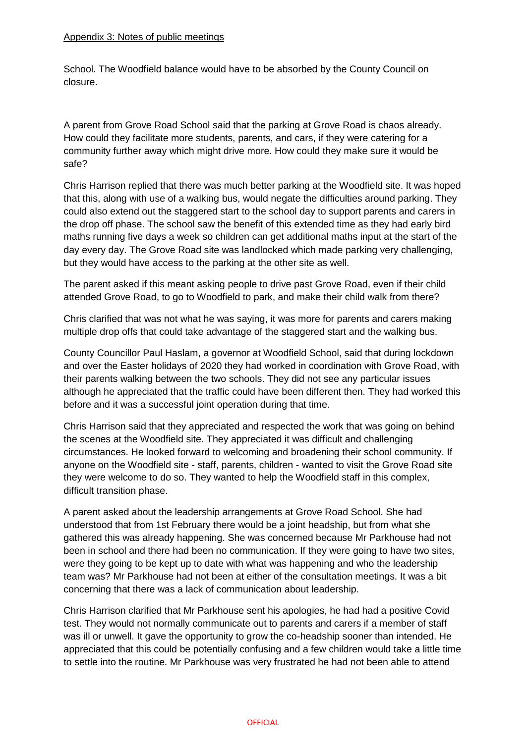Appendix 3: Notes of public meetings

School. The Woodfield balance would have to be absorbed by the County Council on closure.

A parent from Grove Road School said that the parking at Grove Road is chaos already. How could they facilitate more students, parents, and cars, if they were catering for a community further away which might drive more. How could they make sure it would be safe?

Chris Harrison replied that there was much better parking at the Woodfield site. It was hoped that this, along with use of a walking bus, would negate the difficulties around parking. They could also extend out the staggered start to the school day to support parents and carers in the drop off phase. The school saw the benefit of this extended time as they had early bird maths running five days a week so children can get additional maths input at the start of the day every day. The Grove Road site was landlocked which made parking very challenging, but they would have access to the parking at the other site as well.

The parent asked if this meant asking people to drive past Grove Road, even if their child attended Grove Road, to go to Woodfield to park, and make their child walk from there?

Chris clarified that was not what he was saying, it was more for parents and carers making multiple drop offs that could take advantage of the staggered start and the walking bus.

County Councillor Paul Haslam, a governor at Woodfield School, said that during lockdown and over the Easter holidays of 2020 they had worked in coordination with Grove Road, with their parents walking between the two schools. They did not see any particular issues although he appreciated that the traffic could have been different then. They had worked this before and it was a successful joint operation during that time.

Chris Harrison said that they appreciated and respected the work that was going on behind the scenes at the Woodfield site. They appreciated it was difficult and challenging circumstances. He looked forward to welcoming and broadening their school community. If anyone on the Woodfield site - staff, parents, children - wanted to visit the Grove Road site they were welcome to do so. They wanted to help the Woodfield staff in this complex, difficult transition phase.

A parent asked about the leadership arrangements at Grove Road School. She had understood that from 1st February there would be a joint headship, but from what she gathered this was already happening. She was concerned because Mr Parkhouse had not been in school and there had been no communication. If they were going to have two sites, were they going to be kept up to date with what was happening and who the leadership team was? Mr Parkhouse had not been at either of the consultation meetings. It was a bit concerning that there was a lack of communication about leadership.

Chris Harrison clarified that Mr Parkhouse sent his apologies, he had had a positive Covid test. They would not normally communicate out to parents and carers if a member of staff was ill or unwell. It gave the opportunity to grow the co-headship sooner than intended. He appreciated that this could be potentially confusing and a few children would take a little time to settle into the routine. Mr Parkhouse was very frustrated he had not been able to attend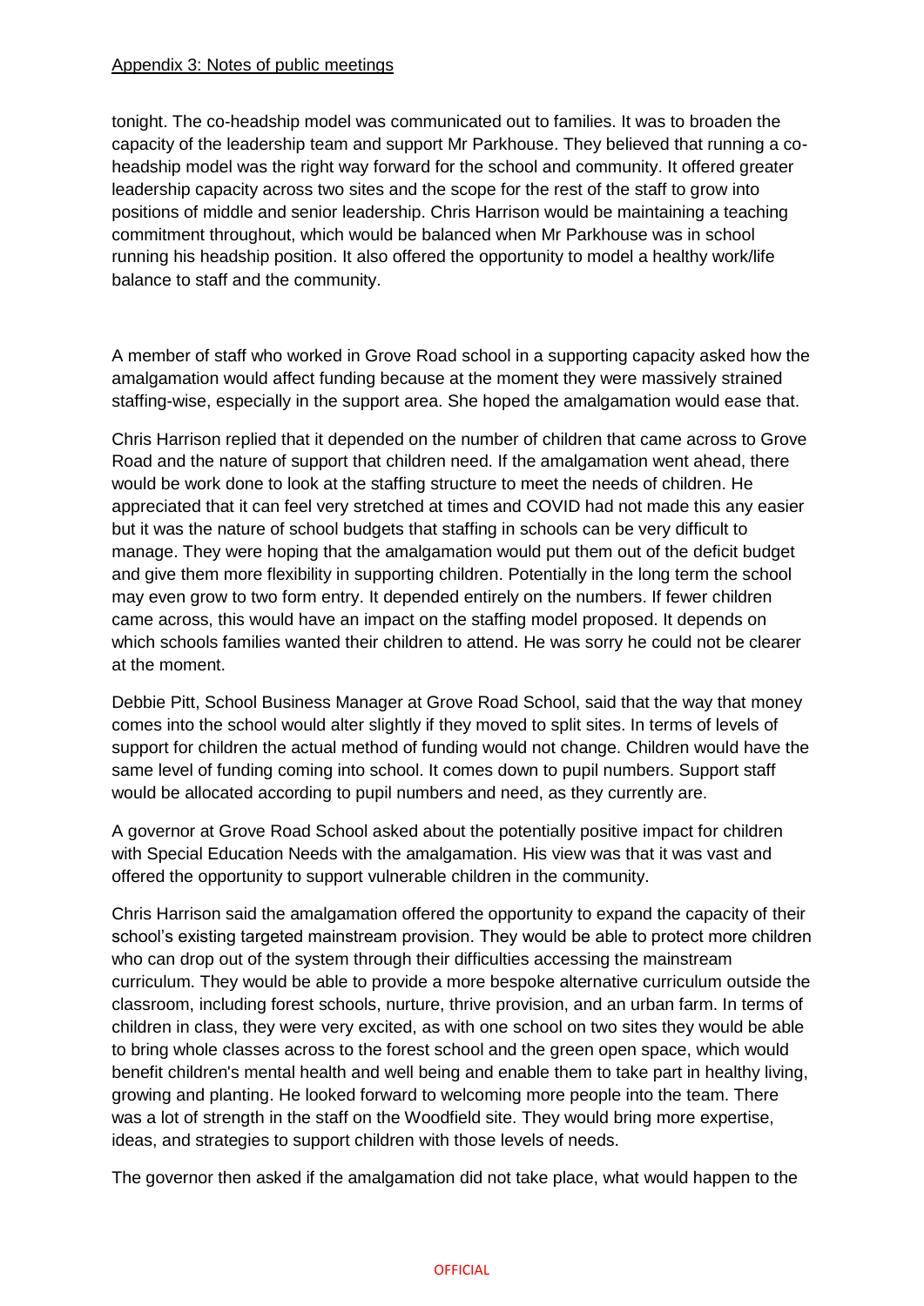tonight. The co-headship model was communicated out to families. It was to broaden the capacity of the leadership team and support Mr Parkhouse. They believed that running a co-headship model was the right way forward for the school and community. It offered greater leadership capacity across two sites and the scope for the rest of the staff to grow into positions of middle and senior leadership. Chris Harrison would be maintaining a teaching commitment throughout, which would be balanced when Mr Parkhouse was in school running his headship position. It also offered the opportunity to model a healthy work/life balance to staff and the community.

A member of staff who worked in Grove Road school in a supporting capacity asked how the amalgamation would affect funding because at the moment they were massively strained staffing-wise, especially in the support area. She hoped the amalgamation would ease that.

Chris Harrison replied that it depended on the number of children that came across to Grove Road and the nature of support that children need. If the amalgamation went ahead, there would be work done to look at the staffing structure to meet the needs of children. He appreciated that it can feel very stretched at times and COVID had not made this any easier but it was the nature of school budgets that staffing in schools can be very difficult to manage. They were hoping that the amalgamation would put them out of the deficit budget and give them more flexibility in supporting children. Potentially in the long term the school may even grow to two form entry. It depended entirely on the numbers. If fewer children came across, this would have an impact on the staffing model proposed. It depends on which schools families wanted their children to attend. He was sorry he could not be clearer at the moment.

Debbie Pitt, School Business Manager at Grove Road School, said that the way that money comes into the school would alter slightly if they moved to split sites. In terms of levels of support for children the actual method of funding would not change. Children would have the same level of funding coming into school. It comes down to pupil numbers. Support staff would be allocated according to pupil numbers and need, as they currently are.

A governor at Grove Road School asked about the potentially positive impact for children with Special Education Needs with the amalgamation. His view was that it was vast and offered the opportunity to support vulnerable children in the community.

Chris Harrison said the amalgamation offered the opportunity to expand the capacity of their school's existing targeted mainstream provision. They would be able to protect more children who can drop out of the system through their difficulties accessing the mainstream curriculum. They would be able to provide a more bespoke alternative curriculum outside the classroom, including forest schools, nurture, thrive provision, and an urban farm. In terms of children in class, they were very excited, as with one school on two sites they would be able to bring whole classes across to the forest school and the green open space, which would benefit children's mental health and well being and enable them to take part in healthy living, growing and planting. He looked forward to welcoming more people into the team. There was a lot of strength in the staff on the Woodfield site. They would bring more expertise, ideas, and strategies to support children with those levels of needs.

The governor then asked if the amalgamation did not take place, what would happen to the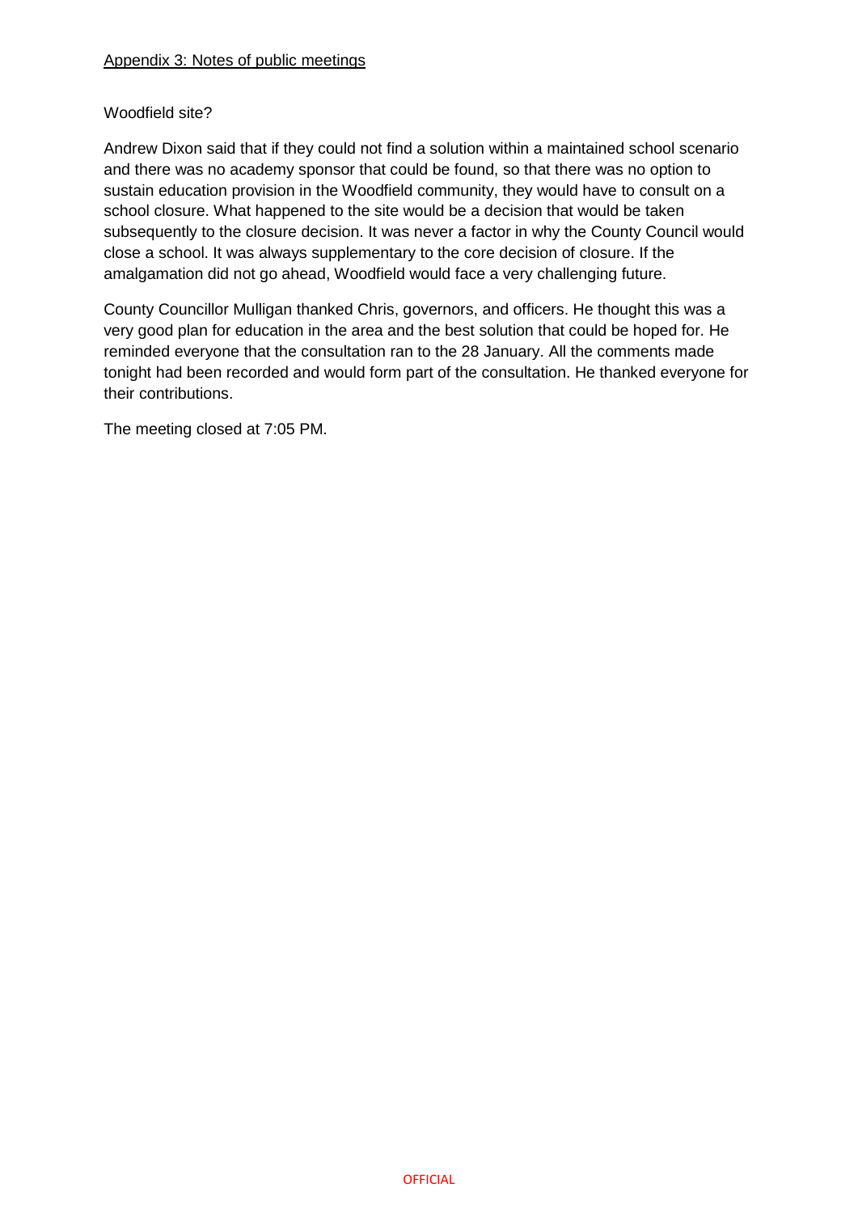Appendix 3: Notes of public meetings

Woodfield site?

Andrew Dixon said that if they could not find a solution within a maintained school scenario and there was no academy sponsor that could be found, so that there was no option to sustain education provision in the Woodfield community, they would have to consult on a school closure. What happened to the site would be a decision that would be taken subsequently to the closure decision. It was never a factor in why the County Council would close a school. It was always supplementary to the core decision of closure. If the amalgamation did not go ahead, Woodfield would face a very challenging future.

County Councillor Mulligan thanked Chris, governors, and officers. He thought this was a very good plan for education in the area and the best solution that could be hoped for. He reminded everyone that the consultation ran to the 28 January. All the comments made tonight had been recorded and would form part of the consultation. He thanked everyone for their contributions.

The meeting closed at 7:05 PM.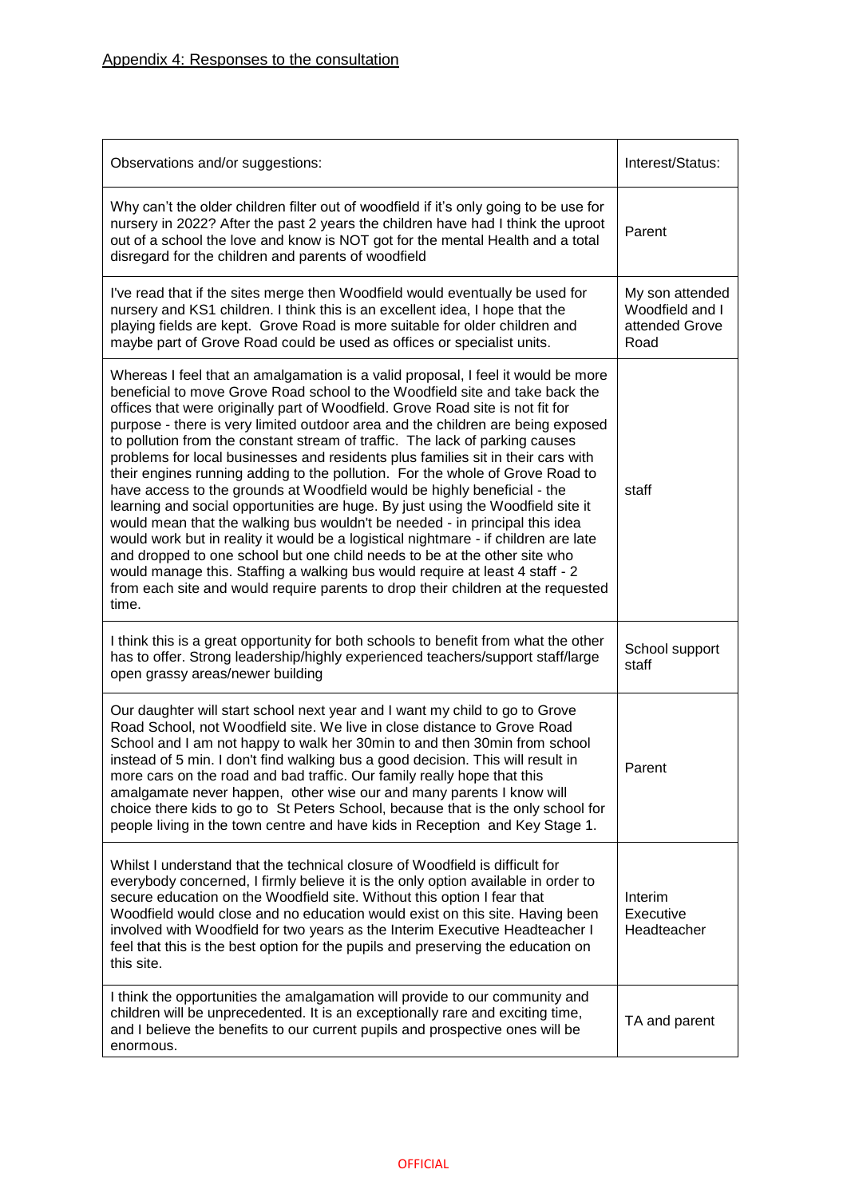Appendix 4: Responses to the consultation

| Observations and/or suggestions: | Interest/Status: |
|---|---|
| Why can't the older children filter out of woodfield if it's only going to be use for nursery in 2022? After the past 2 years the children have had I think the uproot out of a school the love and know is NOT got for the mental Health and a total disregard for the children and parents of woodfield | Parent |
| I've read that if the sites merge then Woodfield would eventually be used for nursery and KS1 children. I think this is an excellent idea, I hope that the playing fields are kept. Grove Road is more suitable for older children and maybe part of Grove Road could be used as offices or specialist units. | My son attended Woodfield and I attended Grove Road |
| Whereas I feel that an amalgamation is a valid proposal, I feel it would be more beneficial to move Grove Road school to the Woodfield site and take back the offices that were originally part of Woodfield. Grove Road site is not fit for purpose - there is very limited outdoor area and the children are being exposed to pollution from the constant stream of traffic. The lack of parking causes problems for local businesses and residents plus families sit in their cars with their engines running adding to the pollution. For the whole of Grove Road to have access to the grounds at Woodfield would be highly beneficial - the learning and social opportunities are huge. By just using the Woodfield site it would mean that the walking bus wouldn't be needed - in principal this idea would work but in reality it would be a logistical nightmare - if children are late and dropped to one school but one child needs to be at the other site who would manage this. Staffing a walking bus would require at least 4 staff - 2 from each site and would require parents to drop their children at the requested time. | staff |
| I think this is a great opportunity for both schools to benefit from what the other has to offer. Strong leadership/highly experienced teachers/support staff/large open grassy areas/newer building | School support staff |
| Our daughter will start school next year and I want my child to go to Grove Road School, not Woodfield site. We live in close distance to Grove Road School and I am not happy to walk her 30min to and then 30min from school instead of 5 min. I don't find walking bus a good decision. This will result in more cars on the road and bad traffic. Our family really hope that this amalgamate never happen, other wise our and many parents I know will choice there kids to go to St Peters School, because that is the only school for people living in the town centre and have kids in Reception and Key Stage 1. | Parent |
| Whilst I understand that the technical closure of Woodfield is difficult for everybody concerned, I firmly believe it is the only option available in order to secure education on the Woodfield site. Without this option I fear that Woodfield would close and no education would exist on this site. Having been involved with Woodfield for two years as the Interim Executive Headteacher I feel that this is the best option for the pupils and preserving the education on this site. | Interim Executive Headteacher |
| I think the opportunities the amalgamation will provide to our community and children will be unprecedented. It is an exceptionally rare and exciting time, and I believe the benefits to our current pupils and prospective ones will be enormous. | TA and parent |

OFFICIAL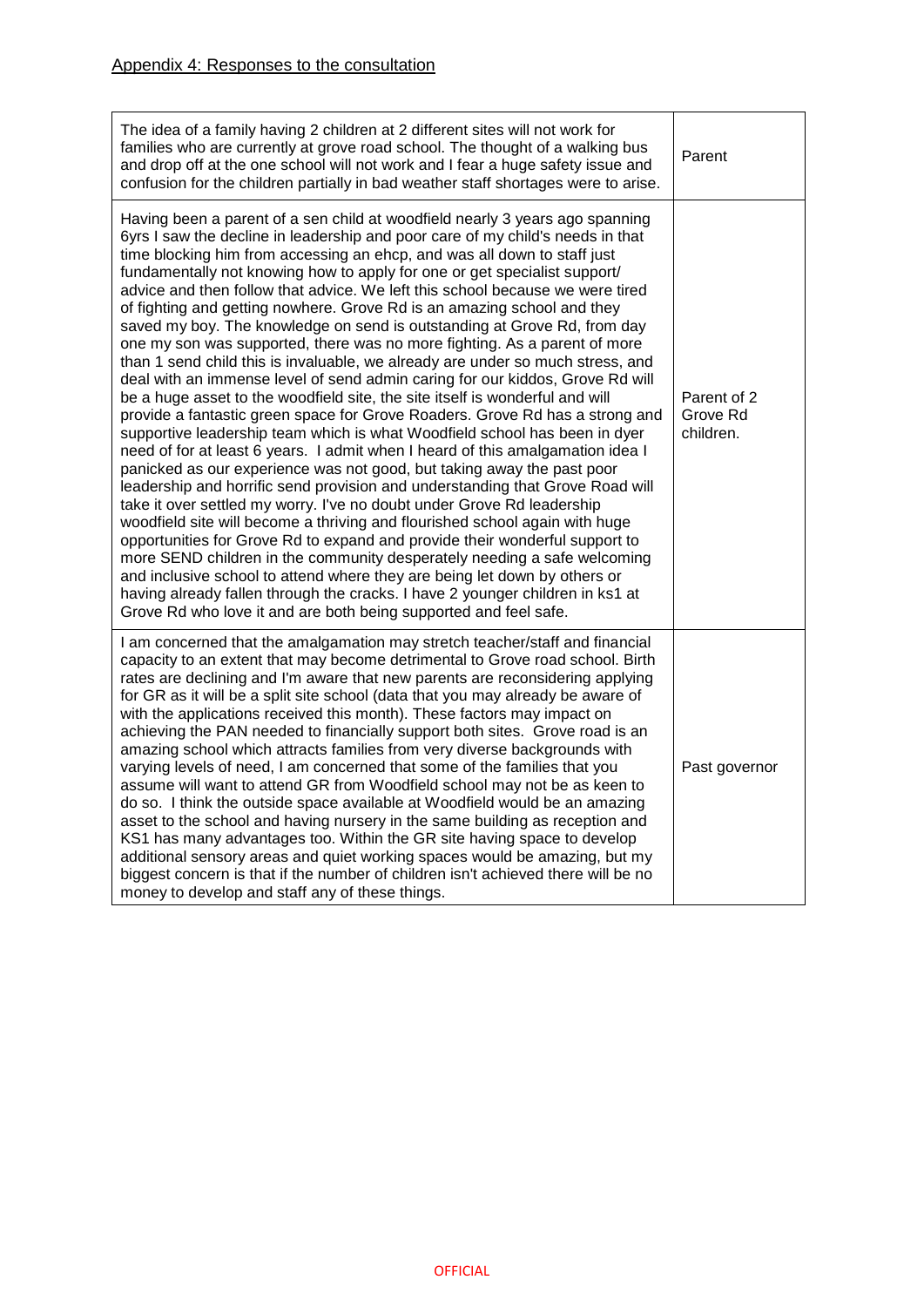Appendix 4: Responses to the consultation

| | |
|---|---|
| The idea of a family having 2 children at 2 different sites will not work for families who are currently at grove road school. The thought of a walking bus and drop off at the one school will not work and I fear a huge safety issue and confusion for the children partially in bad weather staff shortages were to arise. | Parent |
| Having been a parent of a sen child at woodfield nearly 3 years ago spanning 6yrs I saw the decline in leadership and poor care of my child's needs in that time blocking him from accessing an ehcp, and was all down to staff just fundamentally not knowing how to apply for one or get specialist support/ advice and then follow that advice. We left this school because we were tired of fighting and getting nowhere. Grove Rd is an amazing school and they saved my boy. The knowledge on send is outstanding at Grove Rd, from day one my son was supported, there was no more fighting. As a parent of more than 1 send child this is invaluable, we already are under so much stress, and deal with an immense level of send admin caring for our kiddos, Grove Rd will be a huge asset to the woodfield site, the site itself is wonderful and will provide a fantastic green space for Grove Roaders. Grove Rd has a strong and supportive leadership team which is what Woodfield school has been in dyer need of for at least 6 years. I admit when I heard of this amalgamation idea I panicked as our experience was not good, but taking away the past poor leadership and horrific send provision and understanding that Grove Road will take it over settled my worry. I've no doubt under Grove Rd leadership woodfield site will become a thriving and flourished school again with huge opportunities for Grove Rd to expand and provide their wonderful support to more SEND children in the community desperately needing a safe welcoming and inclusive school to attend where they are being let down by others or having already fallen through the cracks. I have 2 younger children in ks1 at Grove Rd who love it and are both being supported and feel safe. | Parent of 2 Grove Rd children. |
| I am concerned that the amalgamation may stretch teacher/staff and financial capacity to an extent that may become detrimental to Grove road school. Birth rates are declining and I'm aware that new parents are reconsidering applying for GR as it will be a split site school (data that you may already be aware of with the applications received this month). These factors may impact on achieving the PAN needed to financially support both sites. Grove road is an amazing school which attracts families from very diverse backgrounds with varying levels of need, I am concerned that some of the families that you assume will want to attend GR from Woodfield school may not be as keen to do so. I think the outside space available at Woodfield would be an amazing asset to the school and having nursery in the same building as reception and KS1 has many advantages too. Within the GR site having space to develop additional sensory areas and quiet working spaces would be amazing, but my biggest concern is that if the number of children isn't achieved there will be no money to develop and staff any of these things. | Past governor |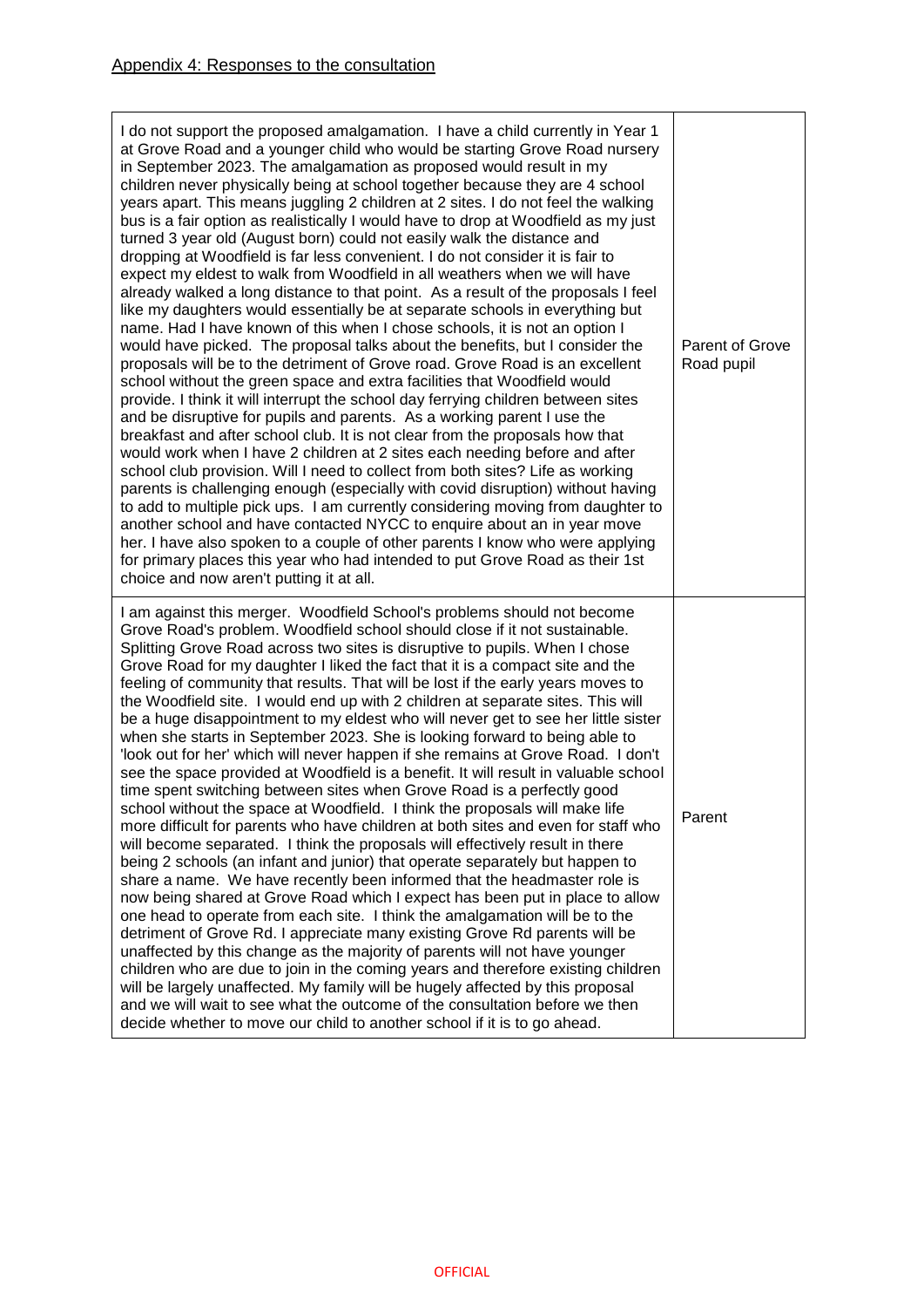Appendix 4: Responses to the consultation

| | |
|---|---|
| I do not support the proposed amalgamation. I have a child currently in Year 1 at Grove Road and a younger child who would be starting Grove Road nursery in September 2023. The amalgamation as proposed would result in my children never physically being at school together because they are 4 school years apart. This means juggling 2 children at 2 sites. I do not feel the walking bus is a fair option as realistically I would have to drop at Woodfield as my just turned 3 year old (August born) could not easily walk the distance and dropping at Woodfield is far less convenient. I do not consider it is fair to expect my eldest to walk from Woodfield in all weathers when we will have already walked a long distance to that point. As a result of the proposals I feel like my daughters would essentially be at separate schools in everything but name. Had I have known of this when I chose schools, it is not an option I would have picked. The proposal talks about the benefits, but I consider the proposals will be to the detriment of Grove road. Grove Road is an excellent school without the green space and extra facilities that Woodfield would provide. I think it will interrupt the school day ferrying children between sites and be disruptive for pupils and parents. As a working parent I use the breakfast and after school club. It is not clear from the proposals how that would work when I have 2 children at 2 sites each needing before and after school club provision. Will I need to collect from both sites? Life as working parents is challenging enough (especially with covid disruption) without having to add to multiple pick ups. I am currently considering moving from daughter to another school and have contacted NYCC to enquire about an in year move her. I have also spoken to a couple of other parents I know who were applying for primary places this year who had intended to put Grove Road as their 1st choice and now aren't putting it at all. | Parent of Grove Road pupil |
| I am against this merger. Woodfield School's problems should not become Grove Road's problem. Woodfield school should close if it not sustainable. Splitting Grove Road across two sites is disruptive to pupils. When I chose Grove Road for my daughter I liked the fact that it is a compact site and the feeling of community that results. That will be lost if the early years moves to the Woodfield site. I would end up with 2 children at separate sites. This will be a huge disappointment to my eldest who will never get to see her little sister when she starts in September 2023. She is looking forward to being able to 'look out for her' which will never happen if she remains at Grove Road. I don't see the space provided at Woodfield is a benefit. It will result in valuable school time spent switching between sites when Grove Road is a perfectly good school without the space at Woodfield. I think the proposals will make life more difficult for parents who have children at both sites and even for staff who will become separated. I think the proposals will effectively result in there being 2 schools (an infant and junior) that operate separately but happen to share a name. We have recently been informed that the headmaster role is now being shared at Grove Road which I expect has been put in place to allow one head to operate from each site. I think the amalgamation will be to the detriment of Grove Rd. I appreciate many existing Grove Rd parents will be unaffected by this change as the majority of parents will not have younger children who are due to join in the coming years and therefore existing children will be largely unaffected. My family will be hugely affected by this proposal and we will wait to see what the outcome of the consultation before we then decide whether to move our child to another school if it is to go ahead. | Parent |

OFFICIAL